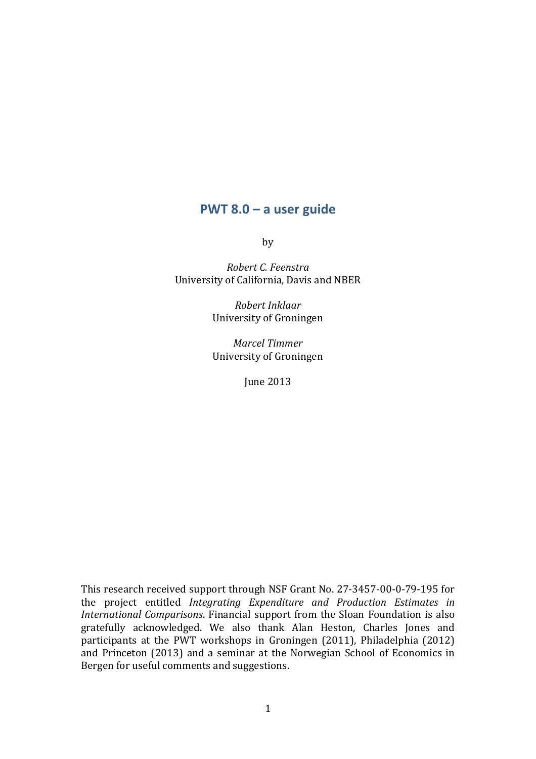# PWT 8.0 – a user guide

by

*Robert C. Feenstra*
University of California, Davis and NBER

*Robert Inklaar*
University of Groningen

*Marcel Timmer*
University of Groningen

June 2013

This research received support through NSF Grant No. 27-3457-00-0-79-195 for the project entitled *Integrating Expenditure and Production Estimates in International Comparisons*. Financial support from the Sloan Foundation is also gratefully acknowledged. We also thank Alan Heston, Charles Jones and participants at the PWT workshops in Groningen (2011), Philadelphia (2012) and Princeton (2013) and a seminar at the Norwegian School of Economics in Bergen for useful comments and suggestions.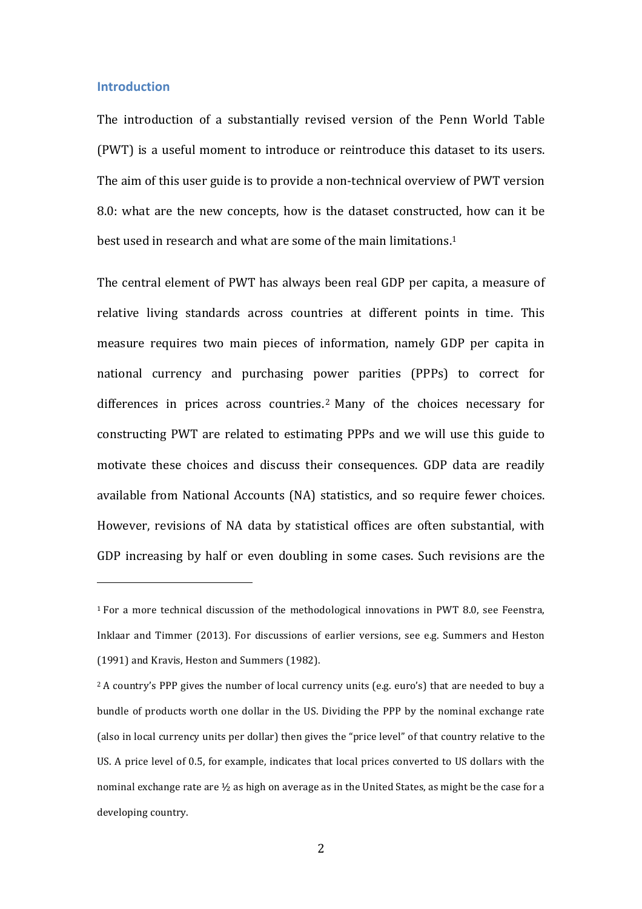## Introduction

The introduction of a substantially revised version of the Penn World Table (PWT) is a useful moment to introduce or reintroduce this dataset to its users. The aim of this user guide is to provide a non-technical overview of PWT version 8.0: what are the new concepts, how is the dataset constructed, how can it be best used in research and what are some of the main limitations.[1]

The central element of PWT has always been real GDP per capita, a measure of relative living standards across countries at different points in time. This measure requires two main pieces of information, namely GDP per capita in national currency and purchasing power parities (PPPs) to correct for differences in prices across countries.[2] Many of the choices necessary for constructing PWT are related to estimating PPPs and we will use this guide to motivate these choices and discuss their consequences. GDP data are readily available from National Accounts (NA) statistics, and so require fewer choices. However, revisions of NA data by statistical offices are often substantial, with GDP increasing by half or even doubling in some cases. Such revisions are the

---

[1] For a more technical discussion of the methodological innovations in PWT 8.0, see Feenstra, Inklaar and Timmer (2013). For discussions of earlier versions, see e.g. Summers and Heston (1991) and Kravis, Heston and Summers (1982).

[2] A country's PPP gives the number of local currency units (e.g. euro's) that are needed to buy a bundle of products worth one dollar in the US. Dividing the PPP by the nominal exchange rate (also in local currency units per dollar) then gives the "price level" of that country relative to the US. A price level of 0.5, for example, indicates that local prices converted to US dollars with the nominal exchange rate are ½ as high on average as in the United States, as might be the case for a developing country.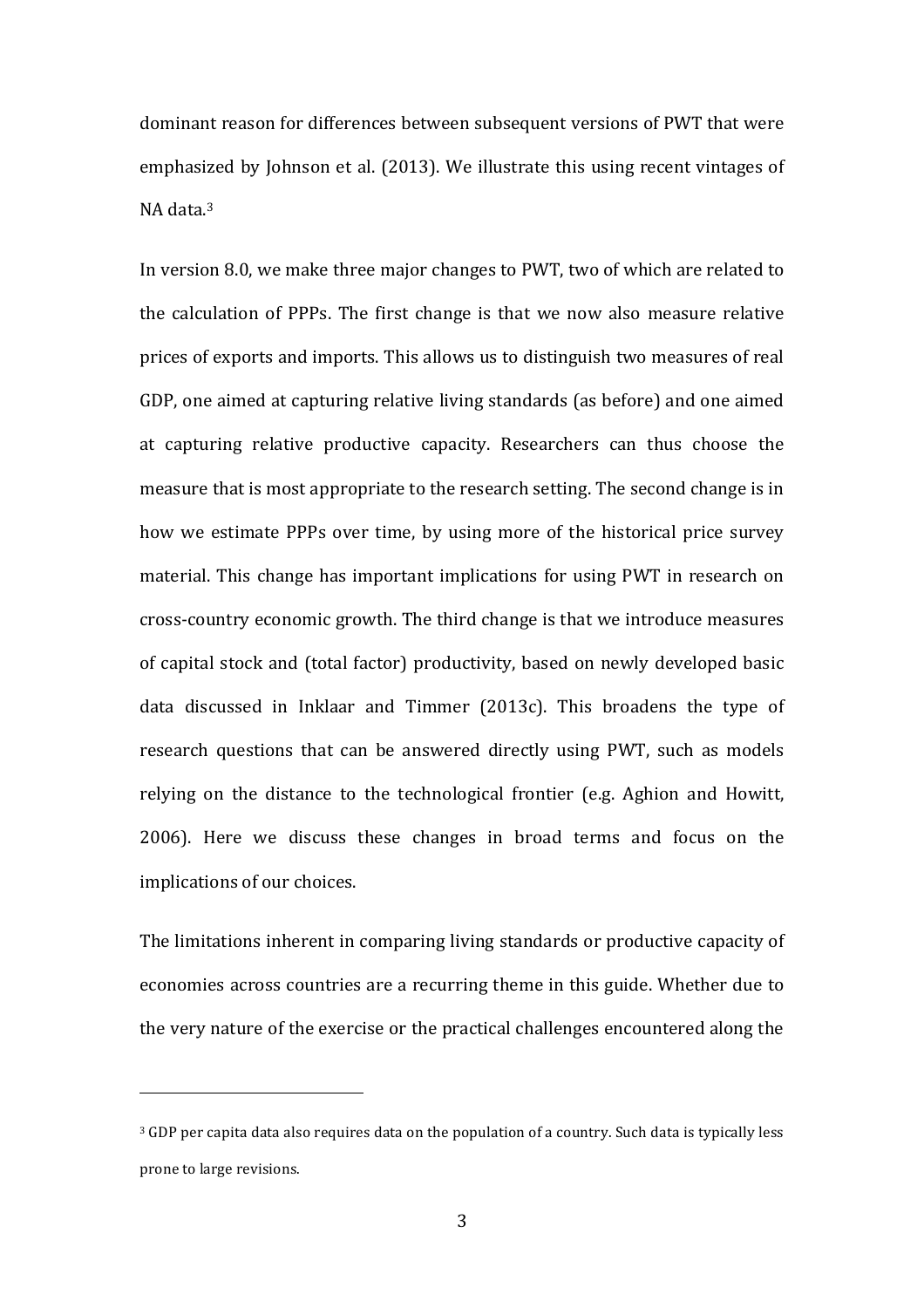dominant reason for differences between subsequent versions of PWT that were emphasized by Johnson et al. (2013). We illustrate this using recent vintages of NA data.[3]

In version 8.0, we make three major changes to PWT, two of which are related to the calculation of PPPs. The first change is that we now also measure relative prices of exports and imports. This allows us to distinguish two measures of real GDP, one aimed at capturing relative living standards (as before) and one aimed at capturing relative productive capacity. Researchers can thus choose the measure that is most appropriate to the research setting. The second change is in how we estimate PPPs over time, by using more of the historical price survey material. This change has important implications for using PWT in research on cross-country economic growth. The third change is that we introduce measures of capital stock and (total factor) productivity, based on newly developed basic data discussed in Inklaar and Timmer (2013c). This broadens the type of research questions that can be answered directly using PWT, such as models relying on the distance to the technological frontier (e.g. Aghion and Howitt, 2006). Here we discuss these changes in broad terms and focus on the implications of our choices.

The limitations inherent in comparing living standards or productive capacity of economies across countries are a recurring theme in this guide. Whether due to the very nature of the exercise or the practical challenges encountered along the

---

[3] GDP per capita data also requires data on the population of a country. Such data is typically less prone to large revisions.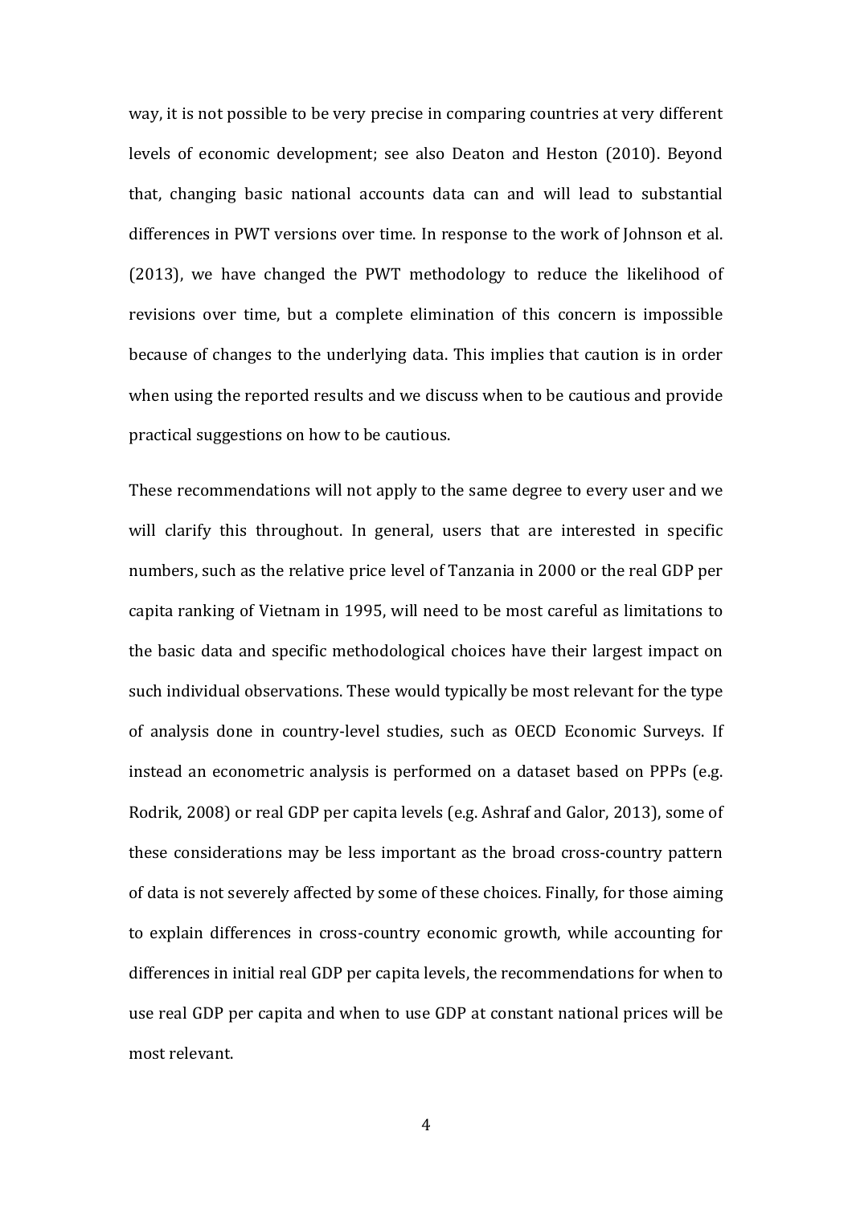way, it is not possible to be very precise in comparing countries at very different levels of economic development; see also Deaton and Heston (2010). Beyond that, changing basic national accounts data can and will lead to substantial differences in PWT versions over time. In response to the work of Johnson et al. (2013), we have changed the PWT methodology to reduce the likelihood of revisions over time, but a complete elimination of this concern is impossible because of changes to the underlying data. This implies that caution is in order when using the reported results and we discuss when to be cautious and provide practical suggestions on how to be cautious.

These recommendations will not apply to the same degree to every user and we will clarify this throughout. In general, users that are interested in specific numbers, such as the relative price level of Tanzania in 2000 or the real GDP per capita ranking of Vietnam in 1995, will need to be most careful as limitations to the basic data and specific methodological choices have their largest impact on such individual observations. These would typically be most relevant for the type of analysis done in country-level studies, such as OECD Economic Surveys. If instead an econometric analysis is performed on a dataset based on PPPs (e.g. Rodrik, 2008) or real GDP per capita levels (e.g. Ashraf and Galor, 2013), some of these considerations may be less important as the broad cross-country pattern of data is not severely affected by some of these choices. Finally, for those aiming to explain differences in cross-country economic growth, while accounting for differences in initial real GDP per capita levels, the recommendations for when to use real GDP per capita and when to use GDP at constant national prices will be most relevant.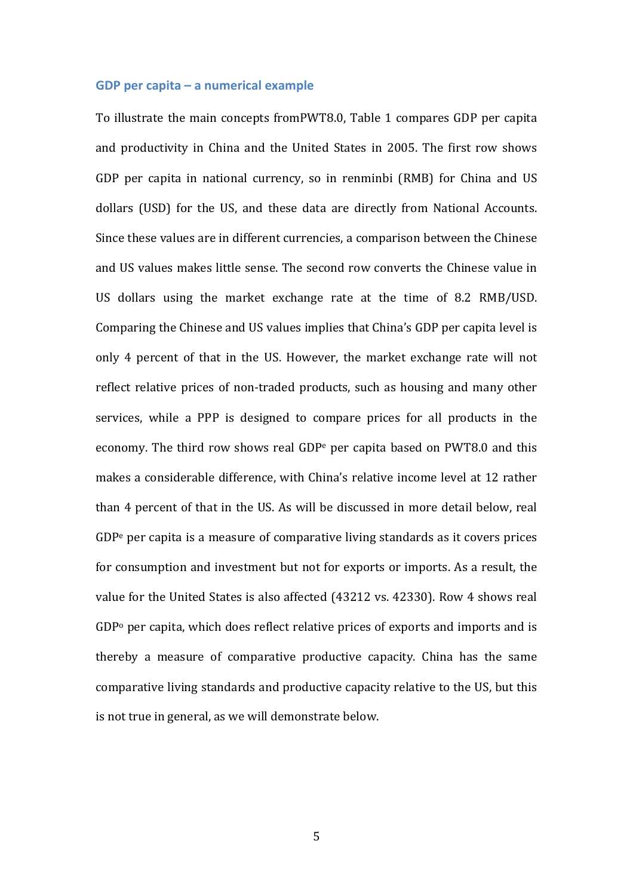### GDP per capita – a numerical example

To illustrate the main concepts fromPWT8.0, Table 1 compares GDP per capita and productivity in China and the United States in 2005. The first row shows GDP per capita in national currency, so in renminbi (RMB) for China and US dollars (USD) for the US, and these data are directly from National Accounts. Since these values are in different currencies, a comparison between the Chinese and US values makes little sense. The second row converts the Chinese value in US dollars using the market exchange rate at the time of 8.2 RMB/USD. Comparing the Chinese and US values implies that China's GDP per capita level is only 4 percent of that in the US. However, the market exchange rate will not reflect relative prices of non-traded products, such as housing and many other services, while a PPP is designed to compare prices for all products in the economy. The third row shows real GDP$^e$ per capita based on PWT8.0 and this makes a considerable difference, with China's relative income level at 12 rather than 4 percent of that in the US. As will be discussed in more detail below, real GDP$^e$ per capita is a measure of comparative living standards as it covers prices for consumption and investment but not for exports or imports. As a result, the value for the United States is also affected (43212 vs. 42330). Row 4 shows real GDP$^o$ per capita, which does reflect relative prices of exports and imports and is thereby a measure of comparative productive capacity. China has the same comparative living standards and productive capacity relative to the US, but this is not true in general, as we will demonstrate below.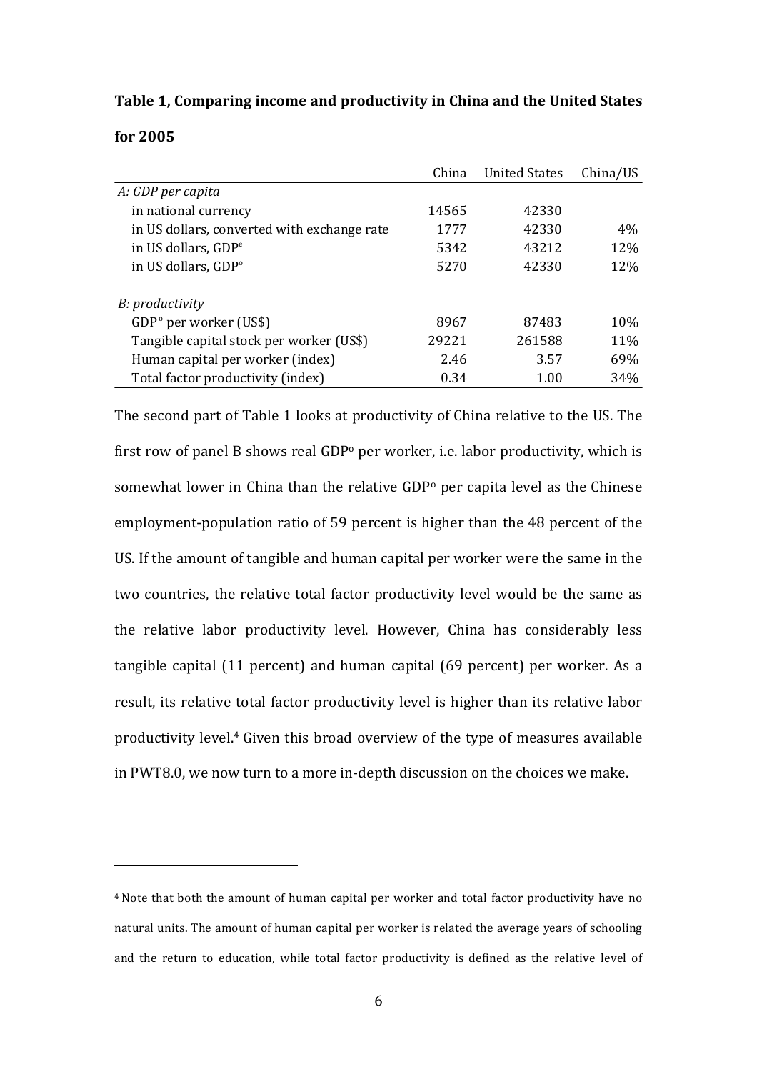**Table 1, Comparing income and productivity in China and the United States for 2005**

| | China | United States | China/US |
|---|---|---|---|
| *A: GDP per capita* | | | |
| in national currency | 14565 | 42330 | |
| in US dollars, converted with exchange rate | 1777 | 42330 | 4% |
| in US dollars, GDP$^e$ | 5342 | 43212 | 12% |
| in US dollars, GDP$^o$ | 5270 | 42330 | 12% |
| | | | |
| *B: productivity* | | | |
| GDP$^o$ per worker (US$) | 8967 | 87483 | 10% |
| Tangible capital stock per worker (US$) | 29221 | 261588 | 11% |
| Human capital per worker (index) | 2.46 | 3.57 | 69% |
| Total factor productivity (index) | 0.34 | 1.00 | 34% |

The second part of Table 1 looks at productivity of China relative to the US. The first row of panel B shows real GDP$^o$ per worker, i.e. labor productivity, which is somewhat lower in China than the relative GDP$^o$ per capita level as the Chinese employment-population ratio of 59 percent is higher than the 48 percent of the US. If the amount of tangible and human capital per worker were the same in the two countries, the relative total factor productivity level would be the same as the relative labor productivity level. However, China has considerably less tangible capital (11 percent) and human capital (69 percent) per worker. As a result, its relative total factor productivity level is higher than its relative labor productivity level.[4] Given this broad overview of the type of measures available in PWT8.0, we now turn to a more in-depth discussion on the choices we make.

[4] Note that both the amount of human capital per worker and total factor productivity have no natural units. The amount of human capital per worker is related the average years of schooling and the return to education, while total factor productivity is defined as the relative level of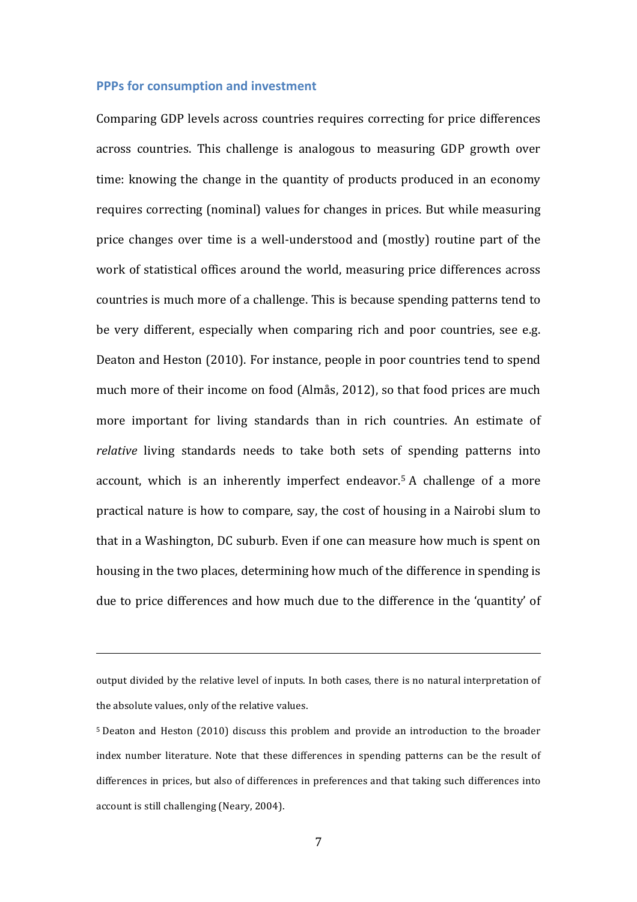### PPPs for consumption and investment

Comparing GDP levels across countries requires correcting for price differences across countries. This challenge is analogous to measuring GDP growth over time: knowing the change in the quantity of products produced in an economy requires correcting (nominal) values for changes in prices. But while measuring price changes over time is a well-understood and (mostly) routine part of the work of statistical offices around the world, measuring price differences across countries is much more of a challenge. This is because spending patterns tend to be very different, especially when comparing rich and poor countries, see e.g. Deaton and Heston (2010). For instance, people in poor countries tend to spend much more of their income on food (Almås, 2012), so that food prices are much more important for living standards than in rich countries. An estimate of *relative* living standards needs to take both sets of spending patterns into account, which is an inherently imperfect endeavor.[5] A challenge of a more practical nature is how to compare, say, the cost of housing in a Nairobi slum to that in a Washington, DC suburb. Even if one can measure how much is spent on housing in the two places, determining how much of the difference in spending is due to price differences and how much due to the difference in the 'quantity' of

---

output divided by the relative level of inputs. In both cases, there is no natural interpretation of the absolute values, only of the relative values.

[5] Deaton and Heston (2010) discuss this problem and provide an introduction to the broader index number literature. Note that these differences in spending patterns can be the result of differences in prices, but also of differences in preferences and that taking such differences into account is still challenging (Neary, 2004).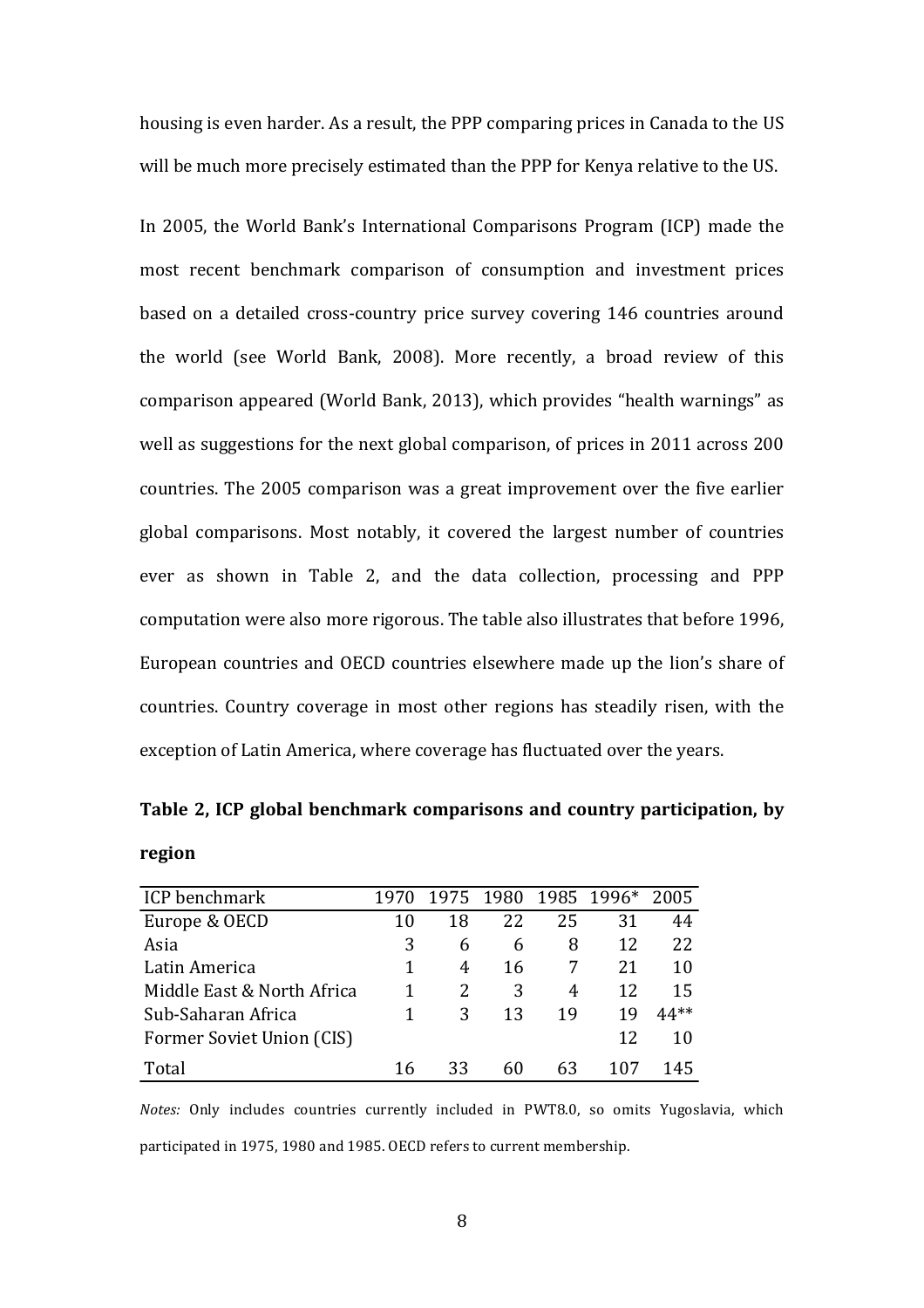housing is even harder. As a result, the PPP comparing prices in Canada to the US will be much more precisely estimated than the PPP for Kenya relative to the US.

In 2005, the World Bank's International Comparisons Program (ICP) made the most recent benchmark comparison of consumption and investment prices based on a detailed cross-country price survey covering 146 countries around the world (see World Bank, 2008). More recently, a broad review of this comparison appeared (World Bank, 2013), which provides "health warnings" as well as suggestions for the next global comparison, of prices in 2011 across 200 countries. The 2005 comparison was a great improvement over the five earlier global comparisons. Most notably, it covered the largest number of countries ever as shown in Table 2, and the data collection, processing and PPP computation were also more rigorous. The table also illustrates that before 1996, European countries and OECD countries elsewhere made up the lion's share of countries. Country coverage in most other regions has steadily risen, with the exception of Latin America, where coverage has fluctuated over the years.

**Table 2, ICP global benchmark comparisons and country participation, by region**

| ICP benchmark | 1970 | 1975 | 1980 | 1985 | 1996* | 2005 |
|---|---|---|---|---|---|---|
| Europe & OECD | 10 | 18 | 22 | 25 | 31 | 44 |
| Asia | 3 | 6 | 6 | 8 | 12 | 22 |
| Latin America | 1 | 4 | 16 | 7 | 21 | 10 |
| Middle East & North Africa | 1 | 2 | 3 | 4 | 12 | 15 |
| Sub-Saharan Africa | 1 | 3 | 13 | 19 | 19 | 44** |
| Former Soviet Union (CIS) | | | | | 12 | 10 |
| Total | 16 | 33 | 60 | 63 | 107 | 145 |

*Notes:* Only includes countries currently included in PWT8.0, so omits Yugoslavia, which participated in 1975, 1980 and 1985. OECD refers to current membership.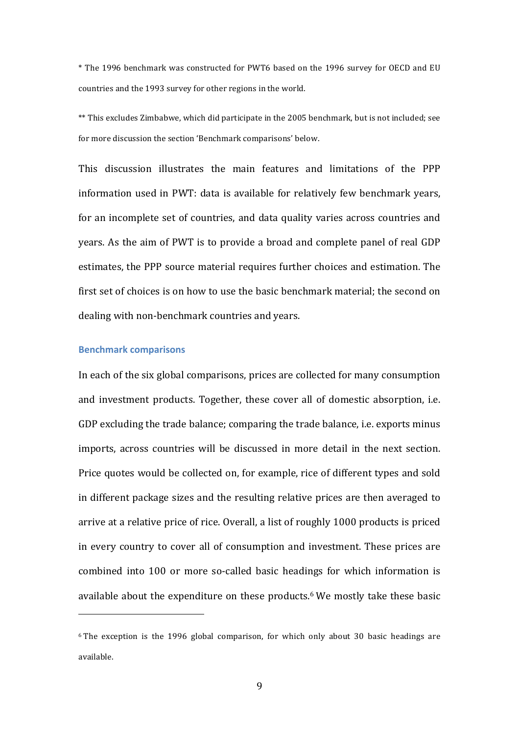* The 1996 benchmark was constructed for PWT6 based on the 1996 survey for OECD and EU countries and the 1993 survey for other regions in the world.

** This excludes Zimbabwe, which did participate in the 2005 benchmark, but is not included; see for more discussion the section 'Benchmark comparisons' below.

This discussion illustrates the main features and limitations of the PPP information used in PWT: data is available for relatively few benchmark years, for an incomplete set of countries, and data quality varies across countries and years. As the aim of PWT is to provide a broad and complete panel of real GDP estimates, the PPP source material requires further choices and estimation. The first set of choices is on how to use the basic benchmark material; the second on dealing with non-benchmark countries and years.

### Benchmark comparisons

In each of the six global comparisons, prices are collected for many consumption and investment products. Together, these cover all of domestic absorption, i.e. GDP excluding the trade balance; comparing the trade balance, i.e. exports minus imports, across countries will be discussed in more detail in the next section. Price quotes would be collected on, for example, rice of different types and sold in different package sizes and the resulting relative prices are then averaged to arrive at a relative price of rice. Overall, a list of roughly 1000 products is priced in every country to cover all of consumption and investment. These prices are combined into 100 or more so-called basic headings for which information is available about the expenditure on these products.[6] We mostly take these basic

[6] The exception is the 1996 global comparison, for which only about 30 basic headings are available.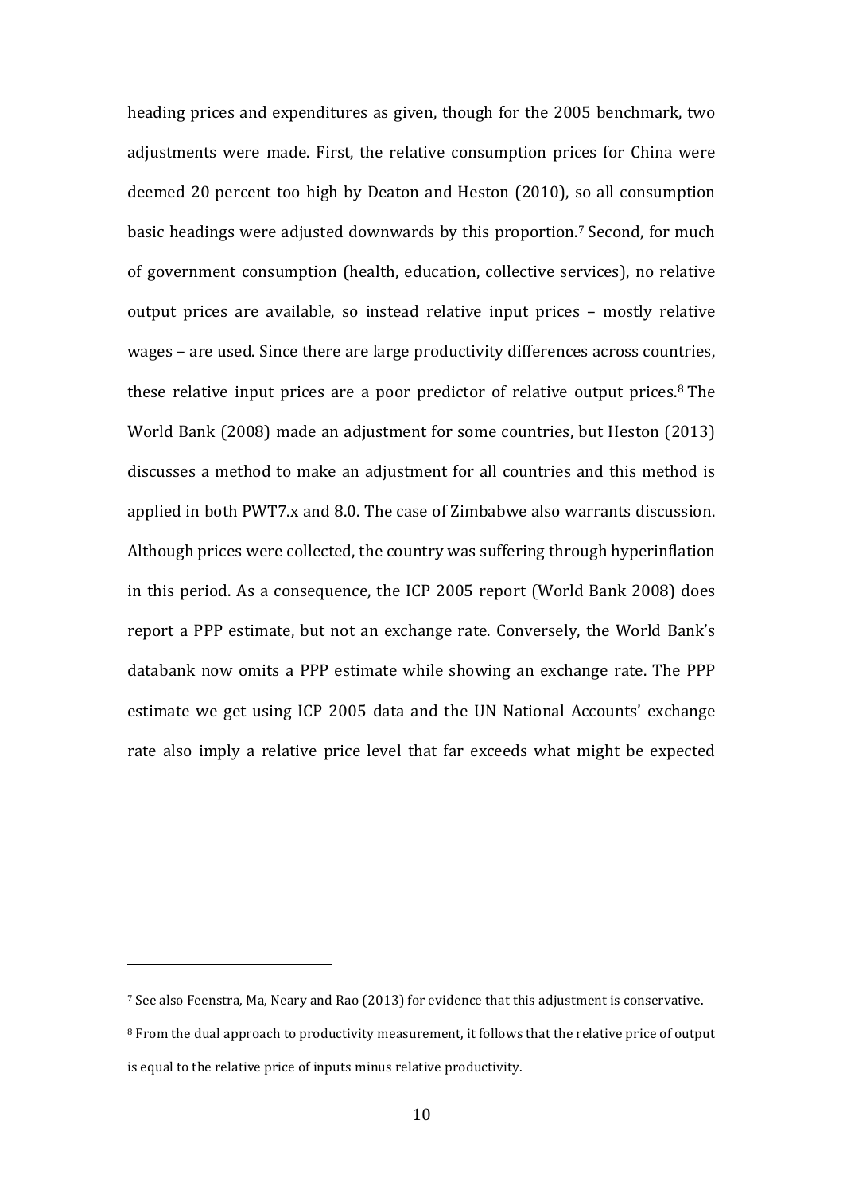heading prices and expenditures as given, though for the 2005 benchmark, two adjustments were made. First, the relative consumption prices for China were deemed 20 percent too high by Deaton and Heston (2010), so all consumption basic headings were adjusted downwards by this proportion.[7] Second, for much of government consumption (health, education, collective services), no relative output prices are available, so instead relative input prices – mostly relative wages – are used. Since there are large productivity differences across countries, these relative input prices are a poor predictor of relative output prices.[8] The World Bank (2008) made an adjustment for some countries, but Heston (2013) discusses a method to make an adjustment for all countries and this method is applied in both PWT7.x and 8.0. The case of Zimbabwe also warrants discussion. Although prices were collected, the country was suffering through hyperinflation in this period. As a consequence, the ICP 2005 report (World Bank 2008) does report a PPP estimate, but not an exchange rate. Conversely, the World Bank's databank now omits a PPP estimate while showing an exchange rate. The PPP estimate we get using ICP 2005 data and the UN National Accounts' exchange rate also imply a relative price level that far exceeds what might be expected

---

[7] See also Feenstra, Ma, Neary and Rao (2013) for evidence that this adjustment is conservative.

[8] From the dual approach to productivity measurement, it follows that the relative price of output is equal to the relative price of inputs minus relative productivity.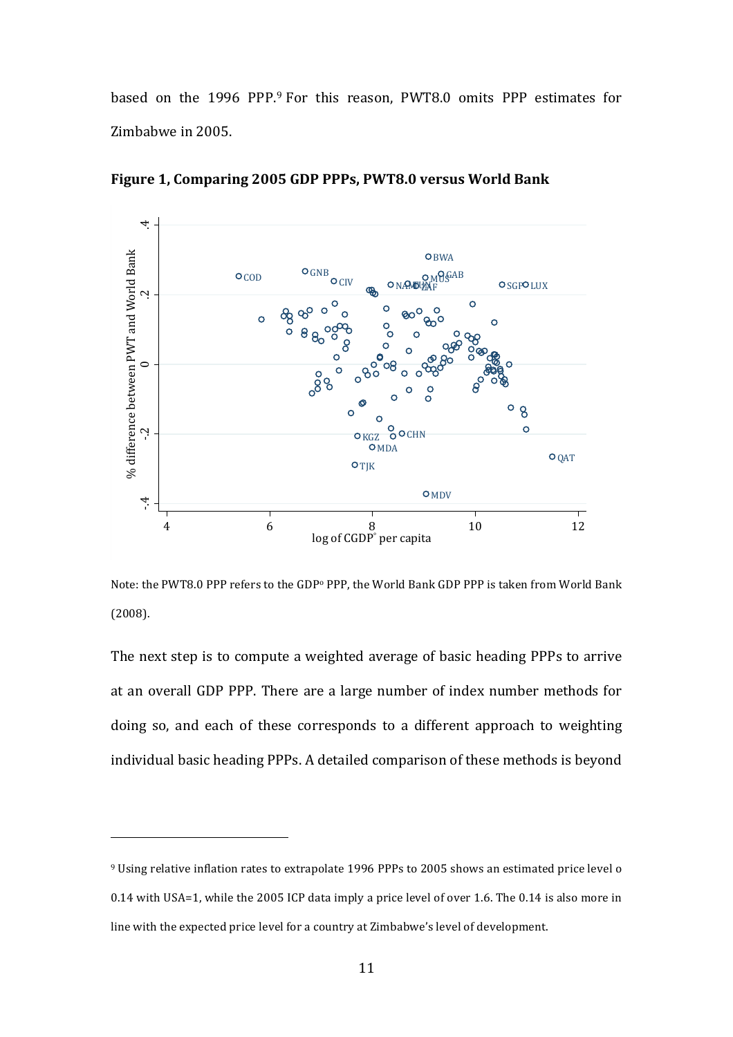based on the 1996 PPP.[9] For this reason, PWT8.0 omits PPP estimates for Zimbabwe in 2005.

**Figure 1, Comparing 2005 GDP PPPs, PWT8.0 versus World Bank**

Note: the PWT8.0 PPP refers to the GDP$^o$ PPP, the World Bank GDP PPP is taken from World Bank (2008).

The next step is to compute a weighted average of basic heading PPPs to arrive at an overall GDP PPP. There are a large number of index number methods for doing so, and each of these corresponds to a different approach to weighting individual basic heading PPPs. A detailed comparison of these methods is beyond

---

[9] Using relative inflation rates to extrapolate 1996 PPPs to 2005 shows an estimated price level o 0.14 with USA=1, while the 2005 ICP data imply a price level of over 1.6. The 0.14 is also more in line with the expected price level for a country at Zimbabwe's level of development.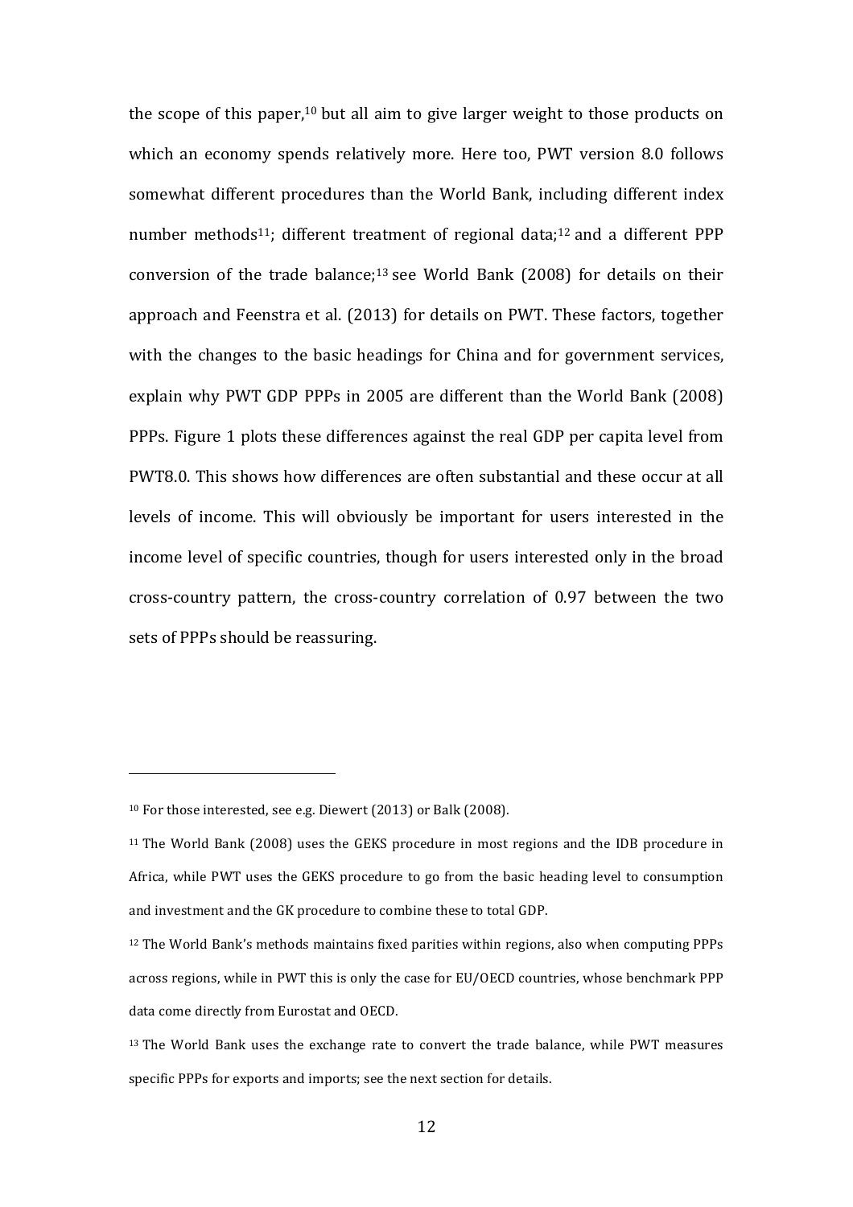the scope of this paper,[10] but all aim to give larger weight to those products on which an economy spends relatively more. Here too, PWT version 8.0 follows somewhat different procedures than the World Bank, including different index number methods[11]; different treatment of regional data;[12] and a different PPP conversion of the trade balance;[13] see World Bank (2008) for details on their approach and Feenstra et al. (2013) for details on PWT. These factors, together with the changes to the basic headings for China and for government services, explain why PWT GDP PPPs in 2005 are different than the World Bank (2008) PPPs. Figure 1 plots these differences against the real GDP per capita level from PWT8.0. This shows how differences are often substantial and these occur at all levels of income. This will obviously be important for users interested in the income level of specific countries, though for users interested only in the broad cross-country pattern, the cross-country correlation of 0.97 between the two sets of PPPs should be reassuring.

---

[10] For those interested, see e.g. Diewert (2013) or Balk (2008).

[11] The World Bank (2008) uses the GEKS procedure in most regions and the IDB procedure in Africa, while PWT uses the GEKS procedure to go from the basic heading level to consumption and investment and the GK procedure to combine these to total GDP.

[12] The World Bank's methods maintains fixed parities within regions, also when computing PPPs across regions, while in PWT this is only the case for EU/OECD countries, whose benchmark PPP data come directly from Eurostat and OECD.

[13] The World Bank uses the exchange rate to convert the trade balance, while PWT measures specific PPPs for exports and imports; see the next section for details.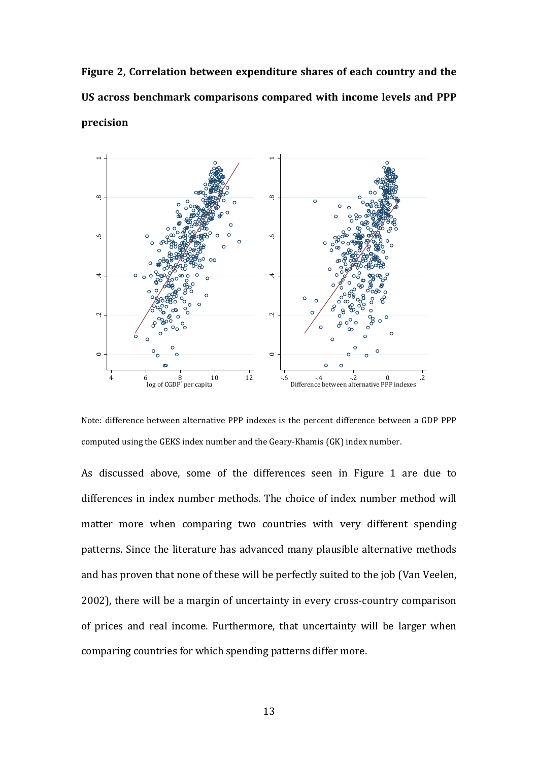**Figure 2, Correlation between expenditure shares of each country and the US across benchmark comparisons compared with income levels and PPP precision**

Note: difference between alternative PPP indexes is the percent difference between a GDP PPP computed using the GEKS index number and the Geary-Khamis (GK) index number.

As discussed above, some of the differences seen in Figure 1 are due to differences in index number methods. The choice of index number method will matter more when comparing two countries with very different spending patterns. Since the literature has advanced many plausible alternative methods and has proven that none of these will be perfectly suited to the job (Van Veelen, 2002), there will be a margin of uncertainty in every cross-country comparison of prices and real income. Furthermore, that uncertainty will be larger when comparing countries for which spending patterns differ more.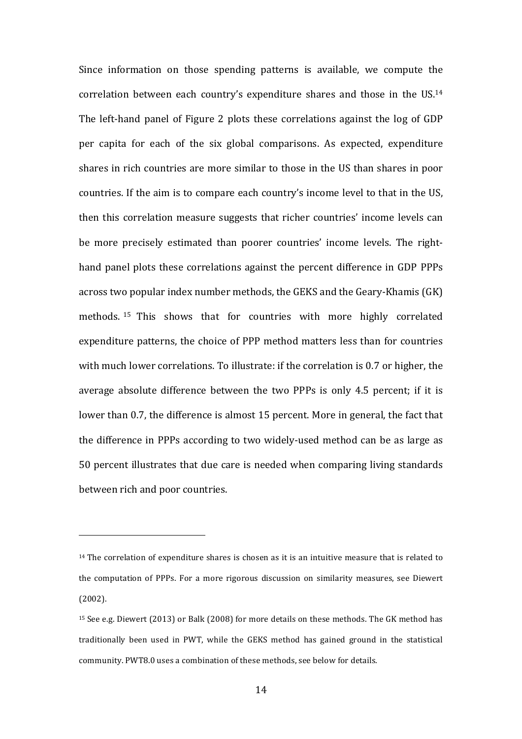Since information on those spending patterns is available, we compute the correlation between each country's expenditure shares and those in the US.[14] The left-hand panel of Figure 2 plots these correlations against the log of GDP per capita for each of the six global comparisons. As expected, expenditure shares in rich countries are more similar to those in the US than shares in poor countries. If the aim is to compare each country's income level to that in the US, then this correlation measure suggests that richer countries' income levels can be more precisely estimated than poorer countries' income levels. The right-hand panel plots these correlations against the percent difference in GDP PPPs across two popular index number methods, the GEKS and the Geary-Khamis (GK) methods.[15] This shows that for countries with more highly correlated expenditure patterns, the choice of PPP method matters less than for countries with much lower correlations. To illustrate: if the correlation is 0.7 or higher, the average absolute difference between the two PPPs is only 4.5 percent; if it is lower than 0.7, the difference is almost 15 percent. More in general, the fact that the difference in PPPs according to two widely-used method can be as large as 50 percent illustrates that due care is needed when comparing living standards between rich and poor countries.

---

[14] The correlation of expenditure shares is chosen as it is an intuitive measure that is related to the computation of PPPs. For a more rigorous discussion on similarity measures, see Diewert (2002).

[15] See e.g. Diewert (2013) or Balk (2008) for more details on these methods. The GK method has traditionally been used in PWT, while the GEKS method has gained ground in the statistical community. PWT8.0 uses a combination of these methods, see below for details.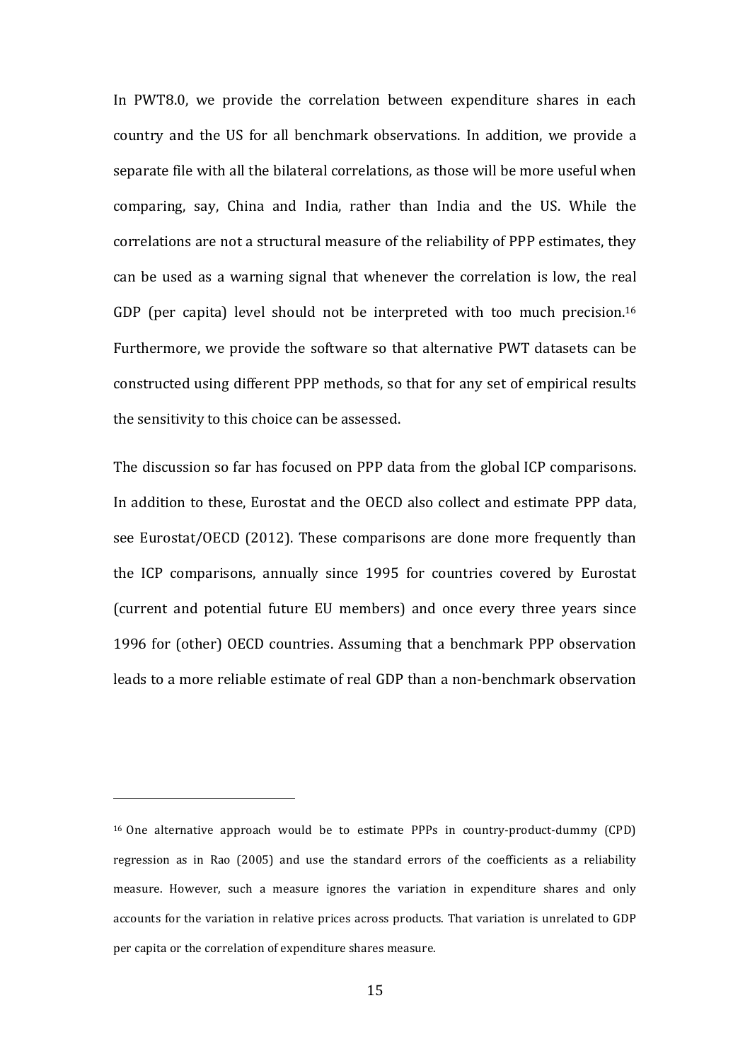In PWT8.0, we provide the correlation between expenditure shares in each country and the US for all benchmark observations. In addition, we provide a separate file with all the bilateral correlations, as those will be more useful when comparing, say, China and India, rather than India and the US. While the correlations are not a structural measure of the reliability of PPP estimates, they can be used as a warning signal that whenever the correlation is low, the real GDP (per capita) level should not be interpreted with too much precision.[16] Furthermore, we provide the software so that alternative PWT datasets can be constructed using different PPP methods, so that for any set of empirical results the sensitivity to this choice can be assessed.

The discussion so far has focused on PPP data from the global ICP comparisons. In addition to these, Eurostat and the OECD also collect and estimate PPP data, see Eurostat/OECD (2012). These comparisons are done more frequently than the ICP comparisons, annually since 1995 for countries covered by Eurostat (current and potential future EU members) and once every three years since 1996 for (other) OECD countries. Assuming that a benchmark PPP observation leads to a more reliable estimate of real GDP than a non-benchmark observation

[16] One alternative approach would be to estimate PPPs in country-product-dummy (CPD) regression as in Rao (2005) and use the standard errors of the coefficients as a reliability measure. However, such a measure ignores the variation in expenditure shares and only accounts for the variation in relative prices across products. That variation is unrelated to GDP per capita or the correlation of expenditure shares measure.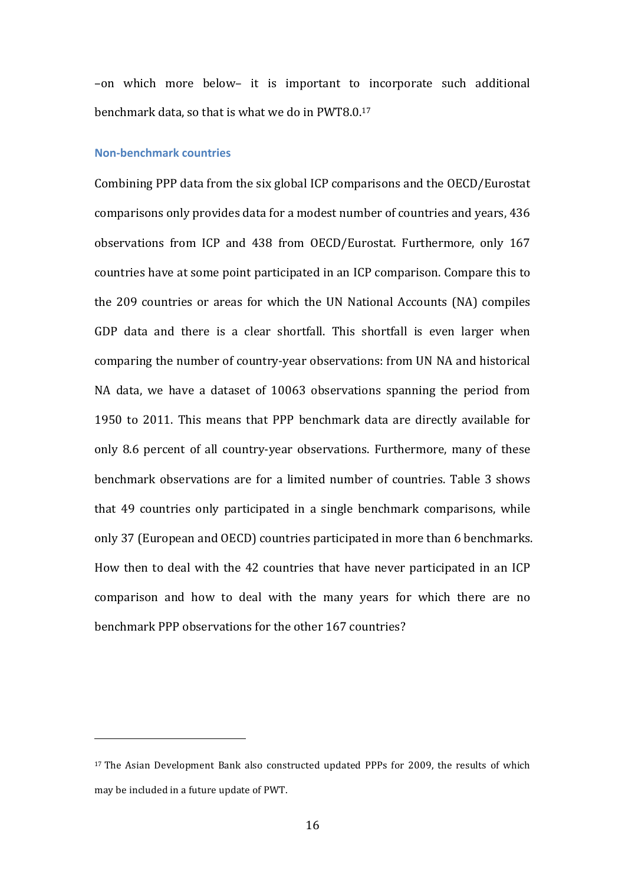–on which more below– it is important to incorporate such additional benchmark data, so that is what we do in PWT8.0.[17]

### Non-benchmark countries

Combining PPP data from the six global ICP comparisons and the OECD/Eurostat comparisons only provides data for a modest number of countries and years, 436 observations from ICP and 438 from OECD/Eurostat. Furthermore, only 167 countries have at some point participated in an ICP comparison. Compare this to the 209 countries or areas for which the UN National Accounts (NA) compiles GDP data and there is a clear shortfall. This shortfall is even larger when comparing the number of country-year observations: from UN NA and historical NA data, we have a dataset of 10063 observations spanning the period from 1950 to 2011. This means that PPP benchmark data are directly available for only 8.6 percent of all country-year observations. Furthermore, many of these benchmark observations are for a limited number of countries. Table 3 shows that 49 countries only participated in a single benchmark comparisons, while only 37 (European and OECD) countries participated in more than 6 benchmarks. How then to deal with the 42 countries that have never participated in an ICP comparison and how to deal with the many years for which there are no benchmark PPP observations for the other 167 countries?

---

[17] The Asian Development Bank also constructed updated PPPs for 2009, the results of which may be included in a future update of PWT.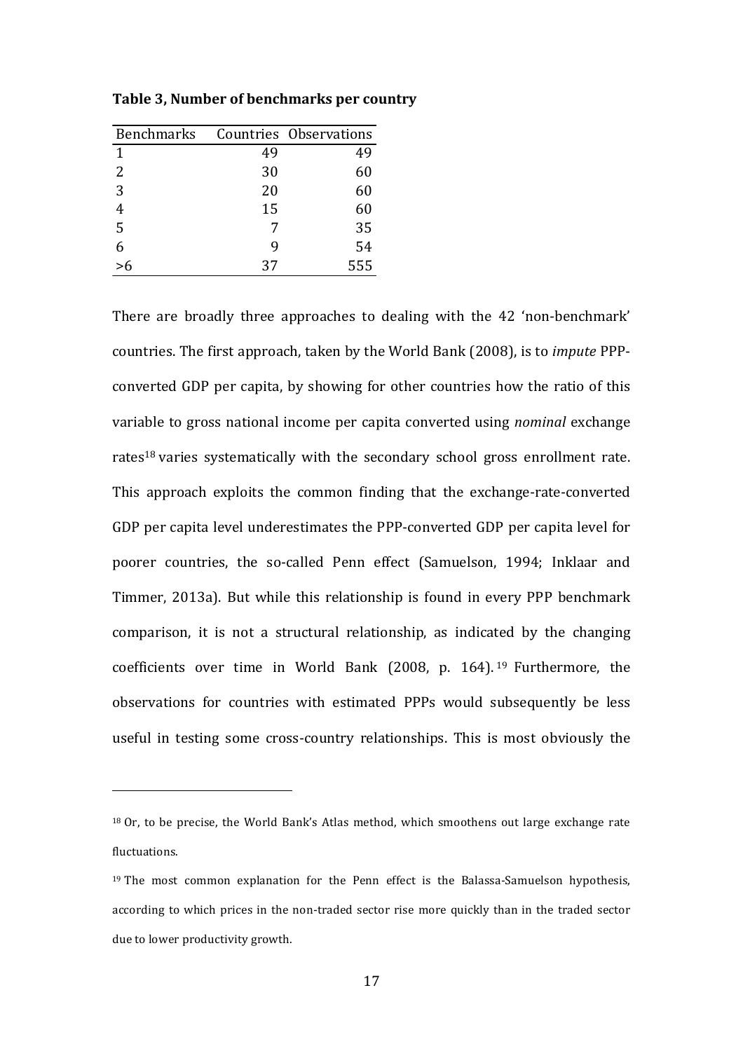**Table 3, Number of benchmarks per country**

| Benchmarks | Countries | Observations |
|---|---|---|
| 1 | 49 | 49 |
| 2 | 30 | 60 |
| 3 | 20 | 60 |
| 4 | 15 | 60 |
| 5 | 7 | 35 |
| 6 | 9 | 54 |
| >6 | 37 | 555 |

There are broadly three approaches to dealing with the 42 'non-benchmark' countries. The first approach, taken by the World Bank (2008), is to *impute* PPP-converted GDP per capita, by showing for other countries how the ratio of this variable to gross national income per capita converted using *nominal* exchange rates[18] varies systematically with the secondary school gross enrollment rate. This approach exploits the common finding that the exchange-rate-converted GDP per capita level underestimates the PPP-converted GDP per capita level for poorer countries, the so-called Penn effect (Samuelson, 1994; Inklaar and Timmer, 2013a). But while this relationship is found in every PPP benchmark comparison, it is not a structural relationship, as indicated by the changing coefficients over time in World Bank (2008, p. 164).[19] Furthermore, the observations for countries with estimated PPPs would subsequently be less useful in testing some cross-country relationships. This is most obviously the

[18] Or, to be precise, the World Bank's Atlas method, which smoothens out large exchange rate fluctuations.

[19] The most common explanation for the Penn effect is the Balassa-Samuelson hypothesis, according to which prices in the non-traded sector rise more quickly than in the traded sector due to lower productivity growth.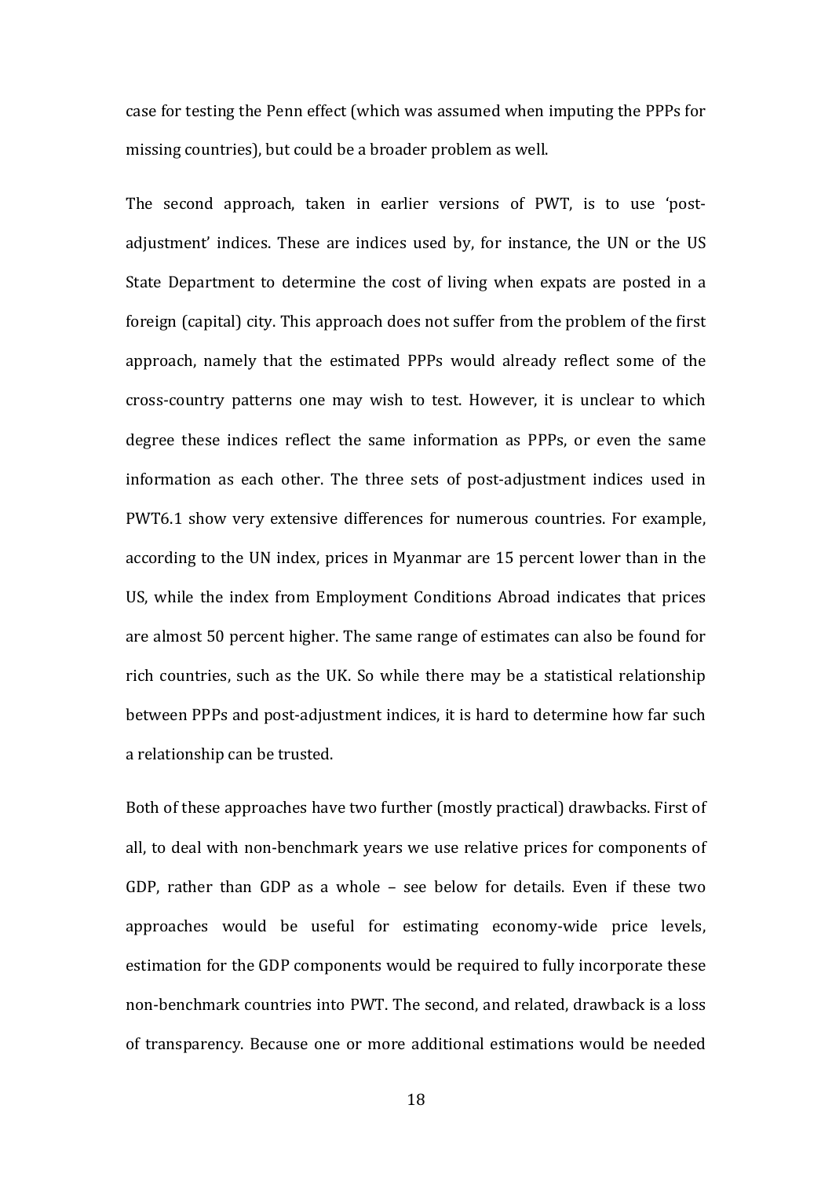case for testing the Penn effect (which was assumed when imputing the PPPs for missing countries), but could be a broader problem as well.

The second approach, taken in earlier versions of PWT, is to use 'post-adjustment' indices. These are indices used by, for instance, the UN or the US State Department to determine the cost of living when expats are posted in a foreign (capital) city. This approach does not suffer from the problem of the first approach, namely that the estimated PPPs would already reflect some of the cross-country patterns one may wish to test. However, it is unclear to which degree these indices reflect the same information as PPPs, or even the same information as each other. The three sets of post-adjustment indices used in PWT6.1 show very extensive differences for numerous countries. For example, according to the UN index, prices in Myanmar are 15 percent lower than in the US, while the index from Employment Conditions Abroad indicates that prices are almost 50 percent higher. The same range of estimates can also be found for rich countries, such as the UK. So while there may be a statistical relationship between PPPs and post-adjustment indices, it is hard to determine how far such a relationship can be trusted.

Both of these approaches have two further (mostly practical) drawbacks. First of all, to deal with non-benchmark years we use relative prices for components of GDP, rather than GDP as a whole – see below for details. Even if these two approaches would be useful for estimating economy-wide price levels, estimation for the GDP components would be required to fully incorporate these non-benchmark countries into PWT. The second, and related, drawback is a loss of transparency. Because one or more additional estimations would be needed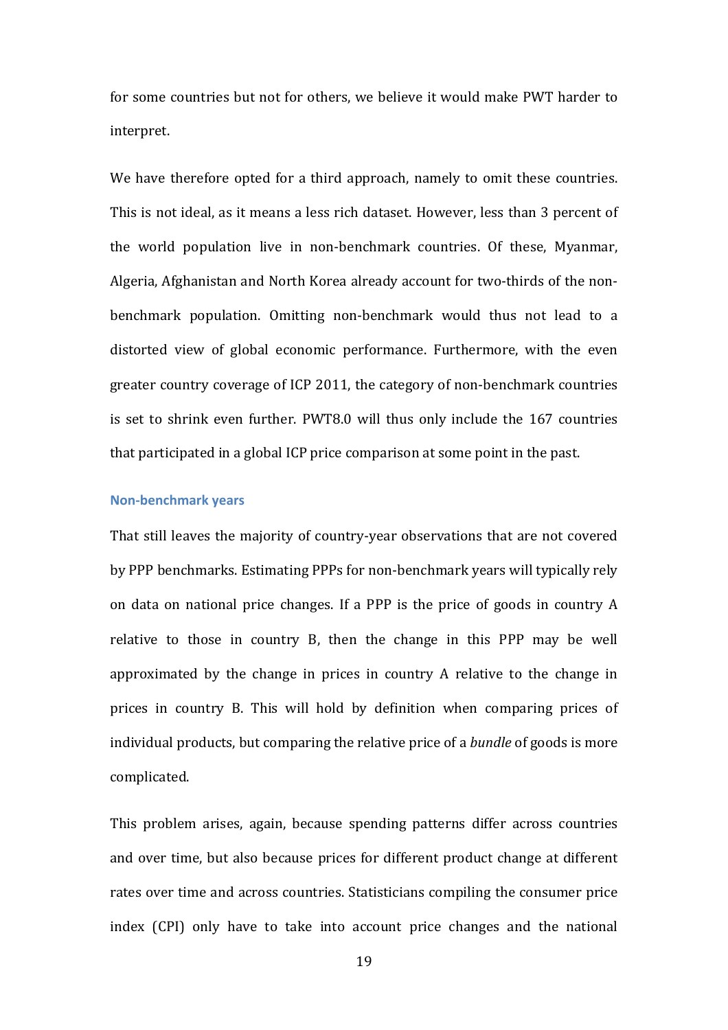for some countries but not for others, we believe it would make PWT harder to interpret.

We have therefore opted for a third approach, namely to omit these countries. This is not ideal, as it means a less rich dataset. However, less than 3 percent of the world population live in non-benchmark countries. Of these, Myanmar, Algeria, Afghanistan and North Korea already account for two-thirds of the non-benchmark population. Omitting non-benchmark would thus not lead to a distorted view of global economic performance. Furthermore, with the even greater country coverage of ICP 2011, the category of non-benchmark countries is set to shrink even further. PWT8.0 will thus only include the 167 countries that participated in a global ICP price comparison at some point in the past.

### Non-benchmark years

That still leaves the majority of country-year observations that are not covered by PPP benchmarks. Estimating PPPs for non-benchmark years will typically rely on data on national price changes. If a PPP is the price of goods in country A relative to those in country B, then the change in this PPP may be well approximated by the change in prices in country A relative to the change in prices in country B. This will hold by definition when comparing prices of individual products, but comparing the relative price of a *bundle* of goods is more complicated.

This problem arises, again, because spending patterns differ across countries and over time, but also because prices for different product change at different rates over time and across countries. Statisticians compiling the consumer price index (CPI) only have to take into account price changes and the national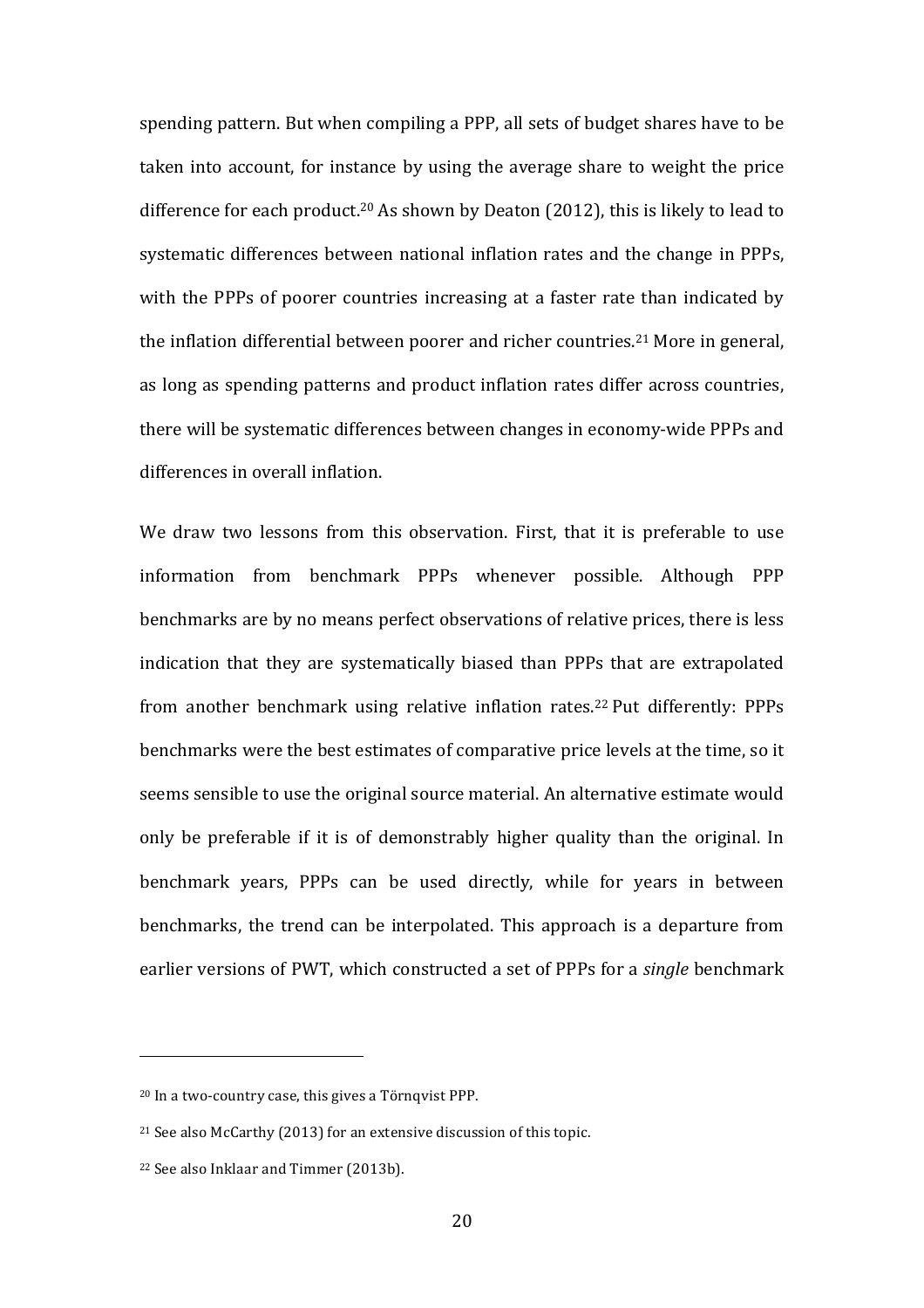spending pattern. But when compiling a PPP, all sets of budget shares have to be taken into account, for instance by using the average share to weight the price difference for each product.[20] As shown by Deaton (2012), this is likely to lead to systematic differences between national inflation rates and the change in PPPs, with the PPPs of poorer countries increasing at a faster rate than indicated by the inflation differential between poorer and richer countries.[21] More in general, as long as spending patterns and product inflation rates differ across countries, there will be systematic differences between changes in economy-wide PPPs and differences in overall inflation.

We draw two lessons from this observation. First, that it is preferable to use information from benchmark PPPs whenever possible. Although PPP benchmarks are by no means perfect observations of relative prices, there is less indication that they are systematically biased than PPPs that are extrapolated from another benchmark using relative inflation rates.[22] Put differently: PPPs benchmarks were the best estimates of comparative price levels at the time, so it seems sensible to use the original source material. An alternative estimate would only be preferable if it is of demonstrably higher quality than the original. In benchmark years, PPPs can be used directly, while for years in between benchmarks, the trend can be interpolated. This approach is a departure from earlier versions of PWT, which constructed a set of PPPs for a *single* benchmark

---

[20] In a two-country case, this gives a Törnqvist PPP.

[21] See also McCarthy (2013) for an extensive discussion of this topic.

[22] See also Inklaar and Timmer (2013b).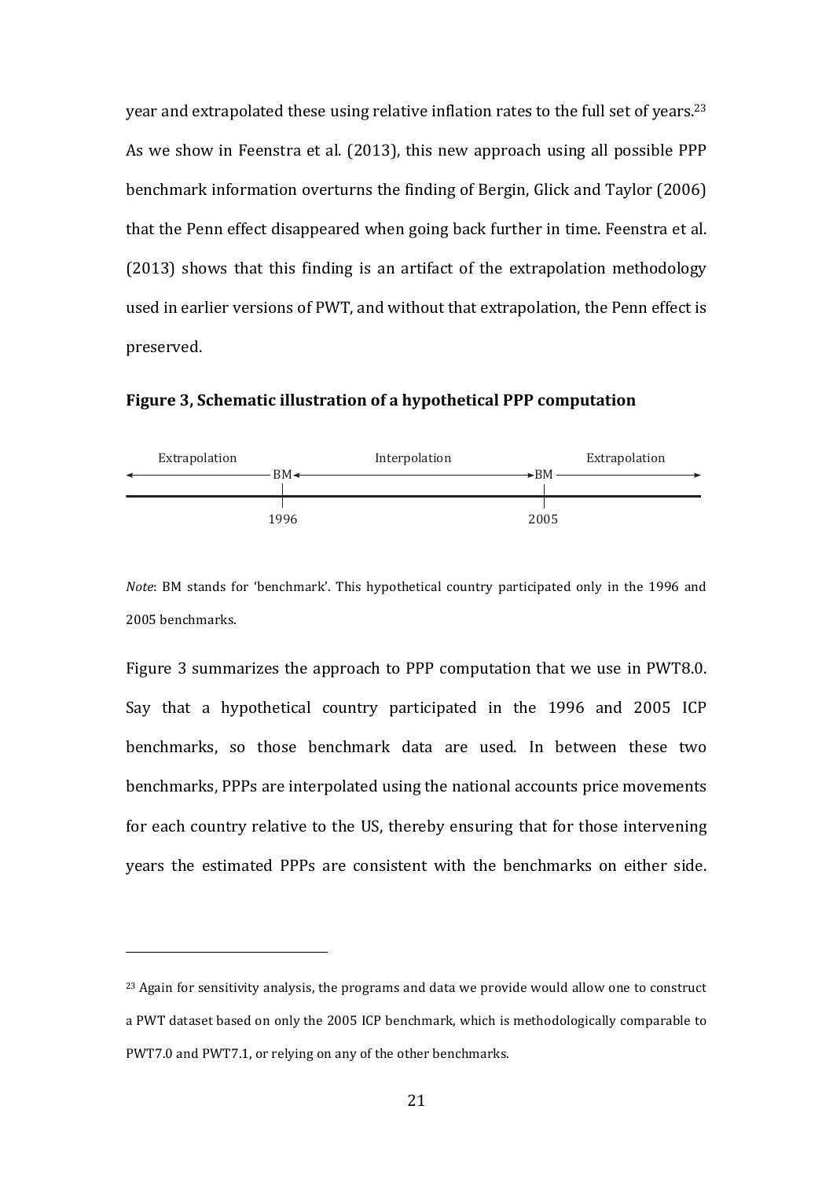year and extrapolated these using relative inflation rates to the full set of years.[23] As we show in Feenstra et al. (2013), this new approach using all possible PPP benchmark information overturns the finding of Bergin, Glick and Taylor (2006) that the Penn effect disappeared when going back further in time. Feenstra et al. (2013) shows that this finding is an artifact of the extrapolation methodology used in earlier versions of PWT, and without that extrapolation, the Penn effect is preserved.

**Figure 3, Schematic illustration of a hypothetical PPP computation**

```
        Extrapolation                  Interpolation                      Extrapolation
<-------------------- BM <---------------------------------------> BM -------------------->
______________________|____________________________________________|______________________
                     1996                                         2005
```

*Note*: BM stands for 'benchmark'. This hypothetical country participated only in the 1996 and 2005 benchmarks.

Figure 3 summarizes the approach to PPP computation that we use in PWT8.0. Say that a hypothetical country participated in the 1996 and 2005 ICP benchmarks, so those benchmark data are used. In between these two benchmarks, PPPs are interpolated using the national accounts price movements for each country relative to the US, thereby ensuring that for those intervening years the estimated PPPs are consistent with the benchmarks on either side.

[23] Again for sensitivity analysis, the programs and data we provide would allow one to construct a PWT dataset based on only the 2005 ICP benchmark, which is methodologically comparable to PWT7.0 and PWT7.1, or relying on any of the other benchmarks.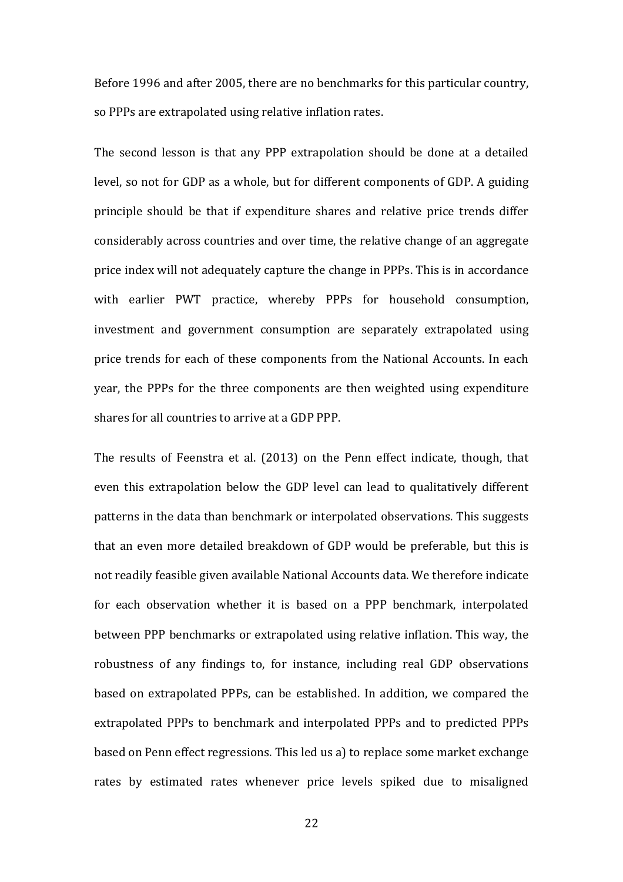Before 1996 and after 2005, there are no benchmarks for this particular country, so PPPs are extrapolated using relative inflation rates.

The second lesson is that any PPP extrapolation should be done at a detailed level, so not for GDP as a whole, but for different components of GDP. A guiding principle should be that if expenditure shares and relative price trends differ considerably across countries and over time, the relative change of an aggregate price index will not adequately capture the change in PPPs. This is in accordance with earlier PWT practice, whereby PPPs for household consumption, investment and government consumption are separately extrapolated using price trends for each of these components from the National Accounts. In each year, the PPPs for the three components are then weighted using expenditure shares for all countries to arrive at a GDP PPP.

The results of Feenstra et al. (2013) on the Penn effect indicate, though, that even this extrapolation below the GDP level can lead to qualitatively different patterns in the data than benchmark or interpolated observations. This suggests that an even more detailed breakdown of GDP would be preferable, but this is not readily feasible given available National Accounts data. We therefore indicate for each observation whether it is based on a PPP benchmark, interpolated between PPP benchmarks or extrapolated using relative inflation. This way, the robustness of any findings to, for instance, including real GDP observations based on extrapolated PPPs, can be established. In addition, we compared the extrapolated PPPs to benchmark and interpolated PPPs and to predicted PPPs based on Penn effect regressions. This led us a) to replace some market exchange rates by estimated rates whenever price levels spiked due to misaligned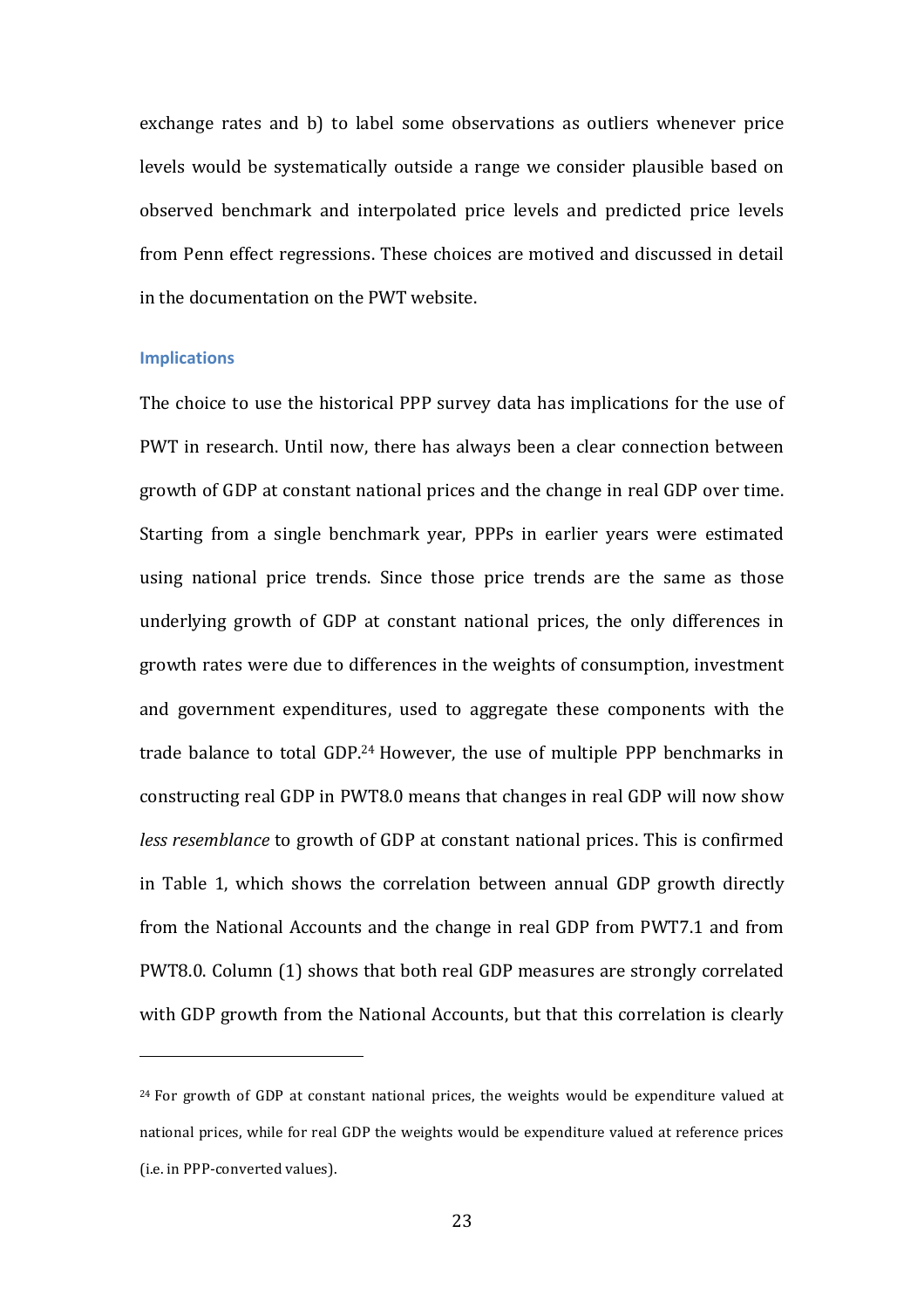exchange rates and b) to label some observations as outliers whenever price levels would be systematically outside a range we consider plausible based on observed benchmark and interpolated price levels and predicted price levels from Penn effect regressions. These choices are motived and discussed in detail in the documentation on the PWT website.

### Implications

The choice to use the historical PPP survey data has implications for the use of PWT in research. Until now, there has always been a clear connection between growth of GDP at constant national prices and the change in real GDP over time. Starting from a single benchmark year, PPPs in earlier years were estimated using national price trends. Since those price trends are the same as those underlying growth of GDP at constant national prices, the only differences in growth rates were due to differences in the weights of consumption, investment and government expenditures, used to aggregate these components with the trade balance to total GDP.[24] However, the use of multiple PPP benchmarks in constructing real GDP in PWT8.0 means that changes in real GDP will now show *less resemblance* to growth of GDP at constant national prices. This is confirmed in Table 1, which shows the correlation between annual GDP growth directly from the National Accounts and the change in real GDP from PWT7.1 and from PWT8.0. Column (1) shows that both real GDP measures are strongly correlated with GDP growth from the National Accounts, but that this correlation is clearly

---

[24] For growth of GDP at constant national prices, the weights would be expenditure valued at national prices, while for real GDP the weights would be expenditure valued at reference prices (i.e. in PPP-converted values).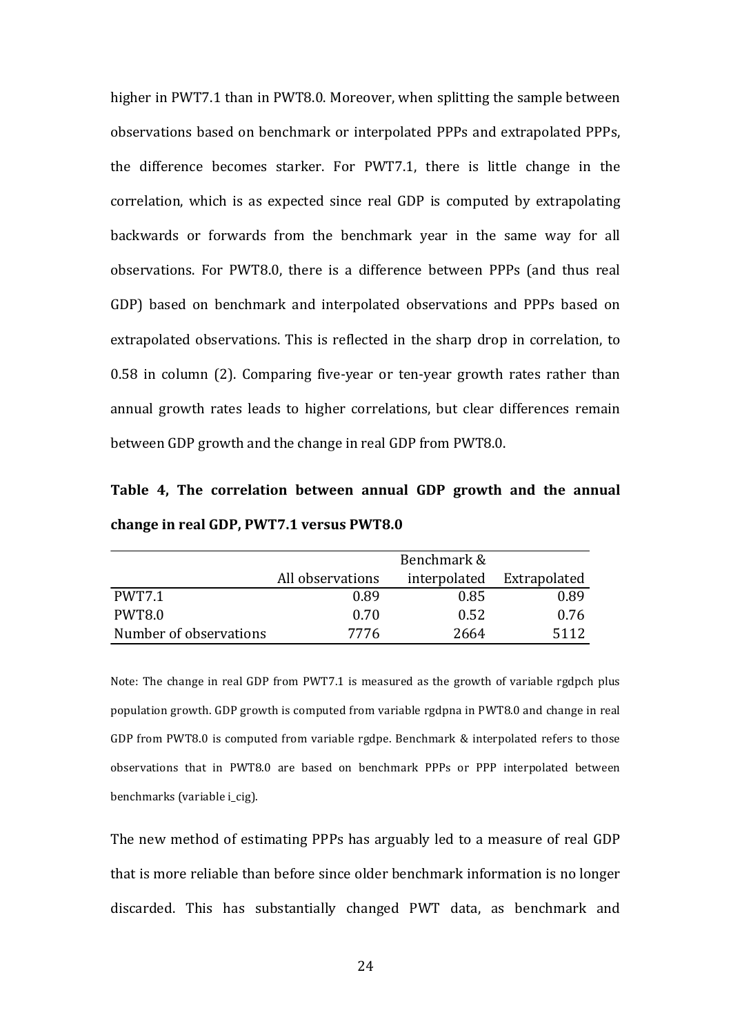higher in PWT7.1 than in PWT8.0. Moreover, when splitting the sample between observations based on benchmark or interpolated PPPs and extrapolated PPPs, the difference becomes starker. For PWT7.1, there is little change in the correlation, which is as expected since real GDP is computed by extrapolating backwards or forwards from the benchmark year in the same way for all observations. For PWT8.0, there is a difference between PPPs (and thus real GDP) based on benchmark and interpolated observations and PPPs based on extrapolated observations. This is reflected in the sharp drop in correlation, to 0.58 in column (2). Comparing five-year or ten-year growth rates rather than annual growth rates leads to higher correlations, but clear differences remain between GDP growth and the change in real GDP from PWT8.0.

**Table 4, The correlation between annual GDP growth and the annual change in real GDP, PWT7.1 versus PWT8.0**

| | All observations | Benchmark & interpolated | Extrapolated |
|---|---|---|---|
| PWT7.1 | 0.89 | 0.85 | 0.89 |
| PWT8.0 | 0.70 | 0.52 | 0.76 |
| Number of observations | 7776 | 2664 | 5112 |

Note: The change in real GDP from PWT7.1 is measured as the growth of variable rgdpch plus population growth. GDP growth is computed from variable rgdpna in PWT8.0 and change in real GDP from PWT8.0 is computed from variable rgdpe. Benchmark & interpolated refers to those observations that in PWT8.0 are based on benchmark PPPs or PPP interpolated between benchmarks (variable i_cig).

The new method of estimating PPPs has arguably led to a measure of real GDP that is more reliable than before since older benchmark information is no longer discarded. This has substantially changed PWT data, as benchmark and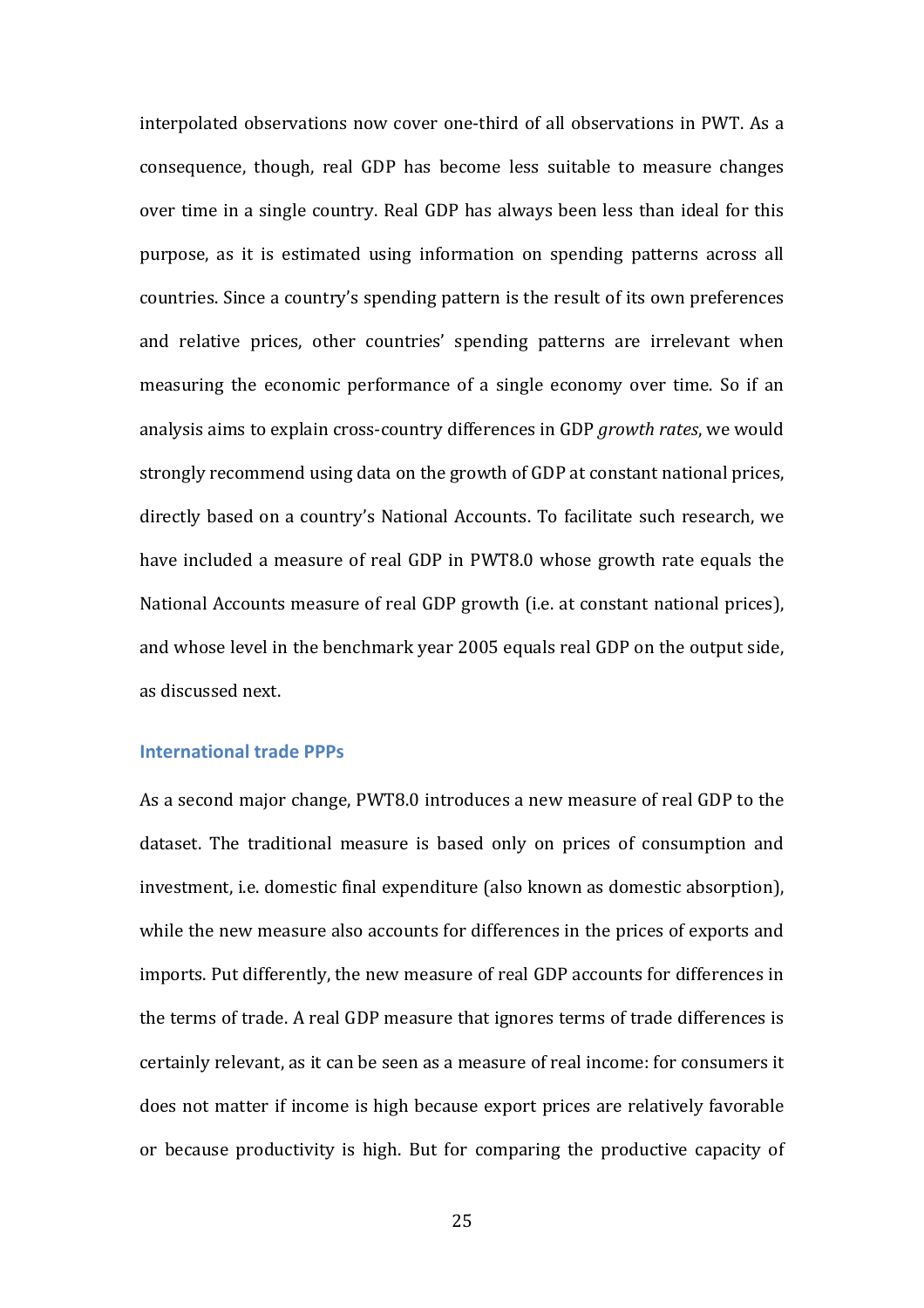interpolated observations now cover one-third of all observations in PWT. As a consequence, though, real GDP has become less suitable to measure changes over time in a single country. Real GDP has always been less than ideal for this purpose, as it is estimated using information on spending patterns across all countries. Since a country's spending pattern is the result of its own preferences and relative prices, other countries' spending patterns are irrelevant when measuring the economic performance of a single economy over time. So if an analysis aims to explain cross-country differences in GDP *growth rates*, we would strongly recommend using data on the growth of GDP at constant national prices, directly based on a country's National Accounts. To facilitate such research, we have included a measure of real GDP in PWT8.0 whose growth rate equals the National Accounts measure of real GDP growth (i.e. at constant national prices), and whose level in the benchmark year 2005 equals real GDP on the output side, as discussed next.

### International trade PPPs

As a second major change, PWT8.0 introduces a new measure of real GDP to the dataset. The traditional measure is based only on prices of consumption and investment, i.e. domestic final expenditure (also known as domestic absorption), while the new measure also accounts for differences in the prices of exports and imports. Put differently, the new measure of real GDP accounts for differences in the terms of trade. A real GDP measure that ignores terms of trade differences is certainly relevant, as it can be seen as a measure of real income: for consumers it does not matter if income is high because export prices are relatively favorable or because productivity is high. But for comparing the productive capacity of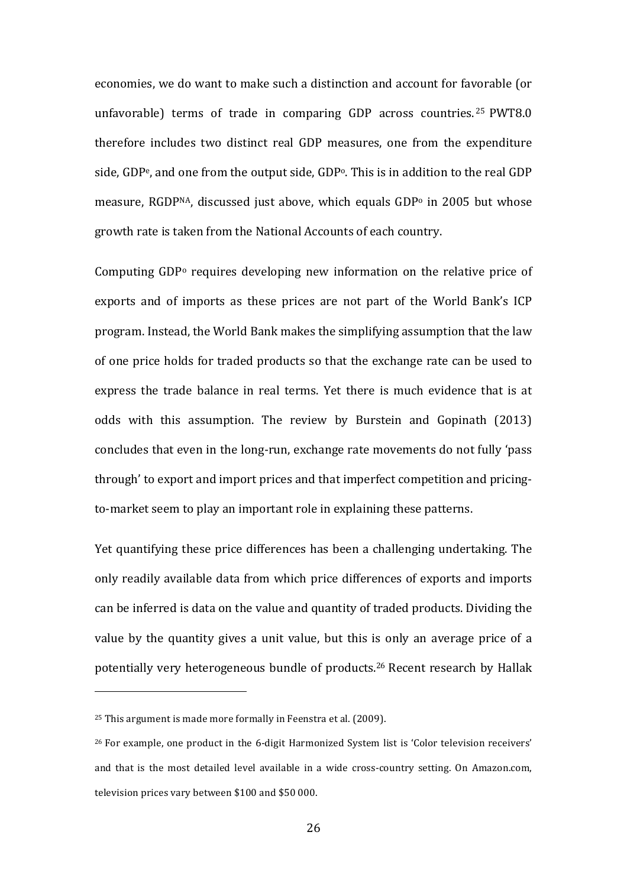economies, we do want to make such a distinction and account for favorable (or unfavorable) terms of trade in comparing GDP across countries.[25] PWT8.0 therefore includes two distinct real GDP measures, one from the expenditure side, $GDP^e$, and one from the output side, $GDP^o$. This is in addition to the real GDP measure, $RGDP^{NA}$, discussed just above, which equals $GDP^o$ in 2005 but whose growth rate is taken from the National Accounts of each country.

Computing $GDP^o$ requires developing new information on the relative price of exports and of imports as these prices are not part of the World Bank's ICP program. Instead, the World Bank makes the simplifying assumption that the law of one price holds for traded products so that the exchange rate can be used to express the trade balance in real terms. Yet there is much evidence that is at odds with this assumption. The review by Burstein and Gopinath (2013) concludes that even in the long-run, exchange rate movements do not fully 'pass through' to export and import prices and that imperfect competition and pricing-to-market seem to play an important role in explaining these patterns.

Yet quantifying these price differences has been a challenging undertaking. The only readily available data from which price differences of exports and imports can be inferred is data on the value and quantity of traded products. Dividing the value by the quantity gives a unit value, but this is only an average price of a potentially very heterogeneous bundle of products.[26] Recent research by Hallak

---

[25] This argument is made more formally in Feenstra et al. (2009).

[26] For example, one product in the 6-digit Harmonized System list is 'Color television receivers' and that is the most detailed level available in a wide cross-country setting. On Amazon.com, television prices vary between $100 and $50 000.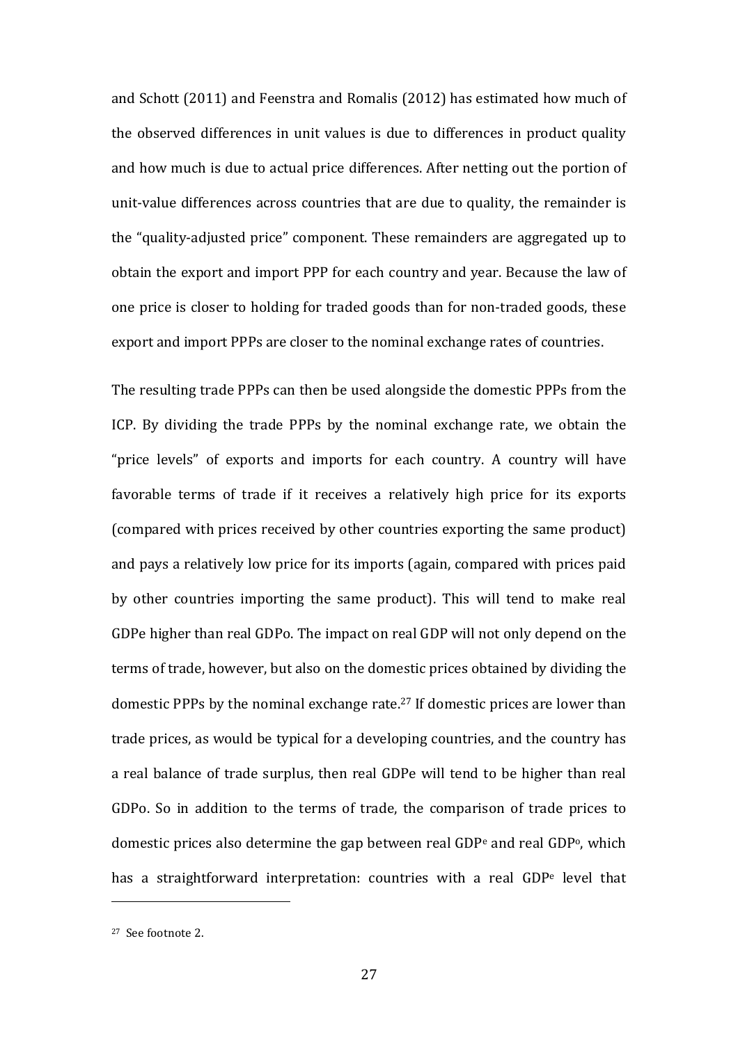and Schott (2011) and Feenstra and Romalis (2012) has estimated how much of the observed differences in unit values is due to differences in product quality and how much is due to actual price differences. After netting out the portion of unit-value differences across countries that are due to quality, the remainder is the "quality-adjusted price" component. These remainders are aggregated up to obtain the export and import PPP for each country and year. Because the law of one price is closer to holding for traded goods than for non-traded goods, these export and import PPPs are closer to the nominal exchange rates of countries.

The resulting trade PPPs can then be used alongside the domestic PPPs from the ICP. By dividing the trade PPPs by the nominal exchange rate, we obtain the "price levels" of exports and imports for each country. A country will have favorable terms of trade if it receives a relatively high price for its exports (compared with prices received by other countries exporting the same product) and pays a relatively low price for its imports (again, compared with prices paid by other countries importing the same product). This will tend to make real GDPe higher than real GDPo. The impact on real GDP will not only depend on the terms of trade, however, but also on the domestic prices obtained by dividing the domestic PPPs by the nominal exchange rate.[27] If domestic prices are lower than trade prices, as would be typical for a developing countries, and the country has a real balance of trade surplus, then real GDPe will tend to be higher than real GDPo. So in addition to the terms of trade, the comparison of trade prices to domestic prices also determine the gap between real $GDP^e$ and real $GDP^o$, which has a straightforward interpretation: countries with a real $GDP^e$ level that

[27] See footnote 2.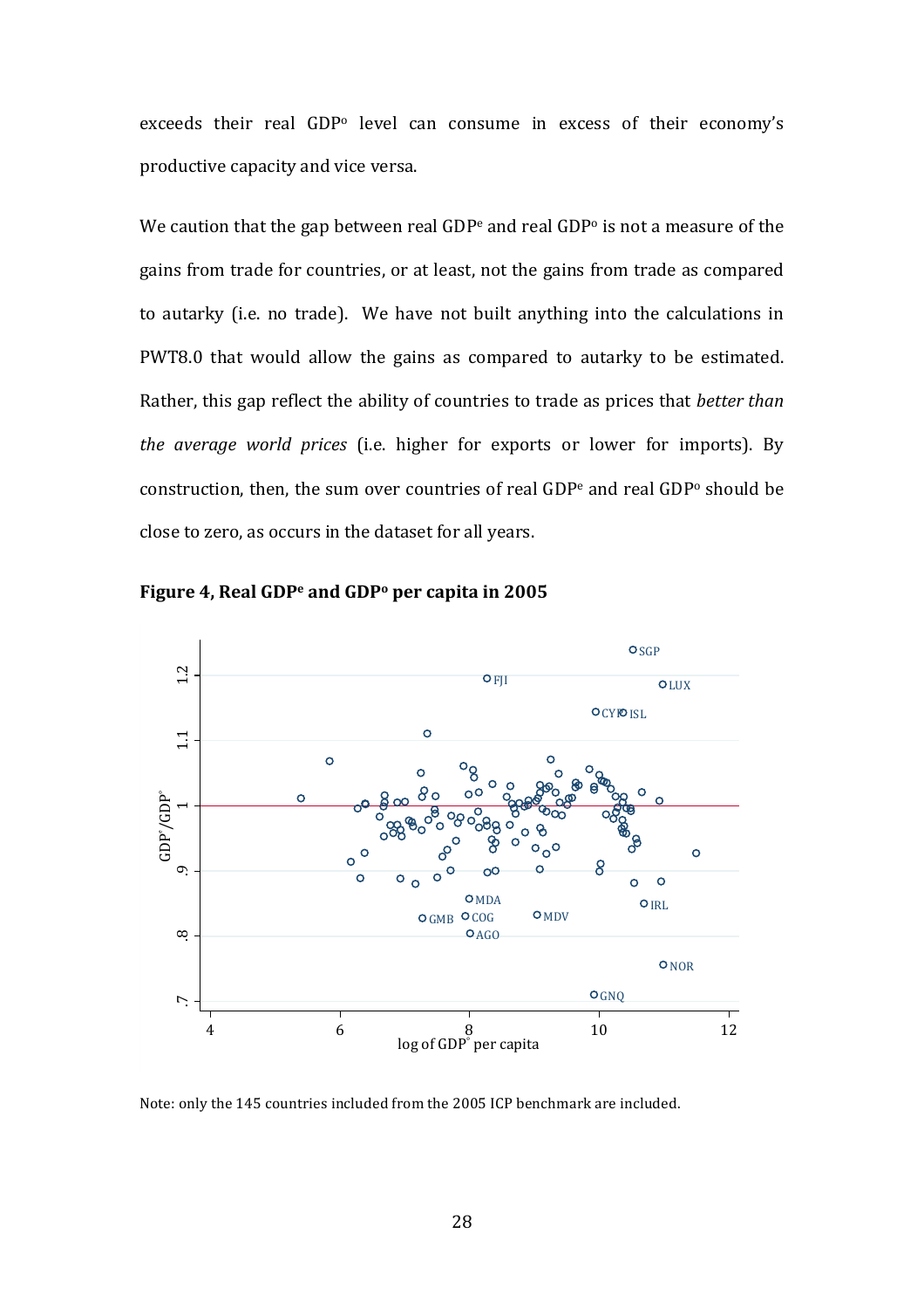exceeds their real GDP$^o$ level can consume in excess of their economy's productive capacity and vice versa.

We caution that the gap between real GDP$^e$ and real GDP$^o$ is not a measure of the gains from trade for countries, or at least, not the gains from trade as compared to autarky (i.e. no trade). We have not built anything into the calculations in PWT8.0 that would allow the gains as compared to autarky to be estimated. Rather, this gap reflect the ability of countries to trade as prices that *better than the average world prices* (i.e. higher for exports or lower for imports). By construction, then, the sum over countries of real GDP$^e$ and real GDP$^o$ should be close to zero, as occurs in the dataset for all years.

**Figure 4, Real GDP$^e$ and GDP$^o$ per capita in 2005**

Note: only the 145 countries included from the 2005 ICP benchmark are included.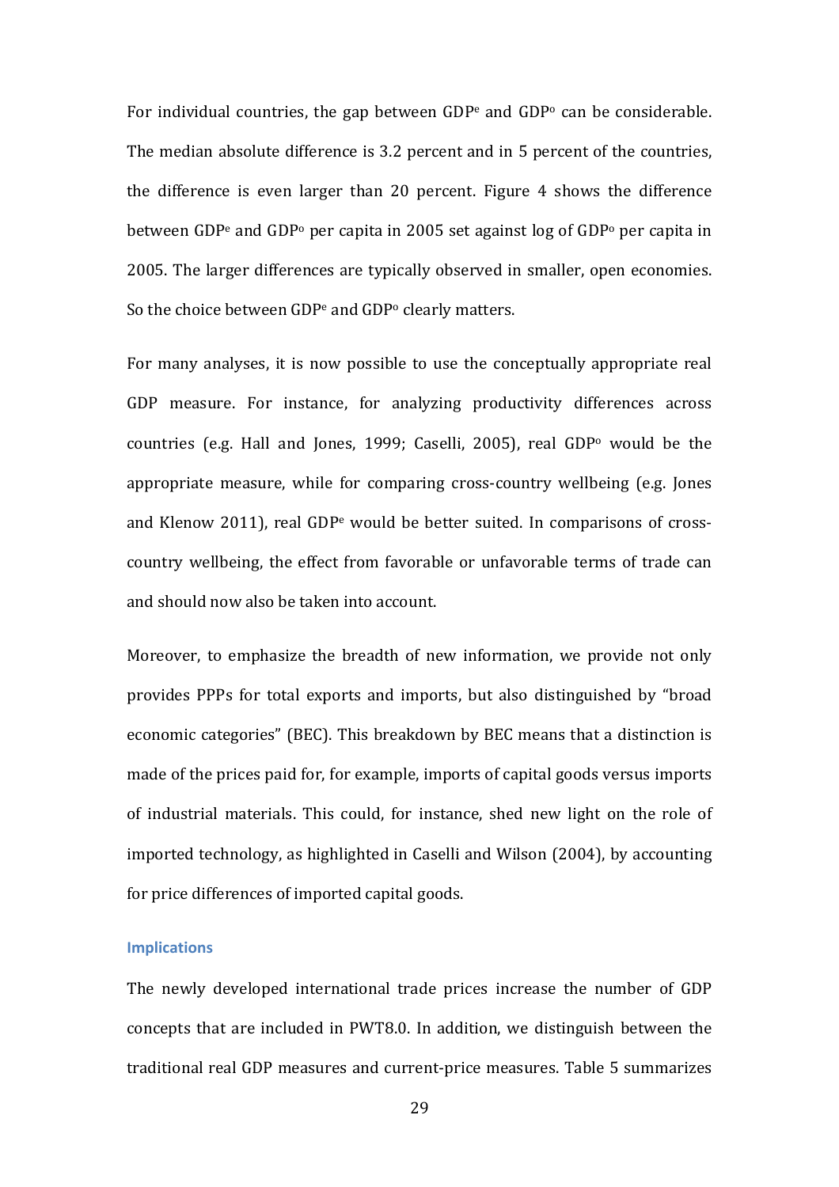For individual countries, the gap between GDP$^e$ and GDP$^o$ can be considerable. The median absolute difference is 3.2 percent and in 5 percent of the countries, the difference is even larger than 20 percent. Figure 4 shows the difference between GDP$^e$ and GDP$^o$ per capita in 2005 set against log of GDP$^o$ per capita in 2005. The larger differences are typically observed in smaller, open economies. So the choice between GDP$^e$ and GDP$^o$ clearly matters.

For many analyses, it is now possible to use the conceptually appropriate real GDP measure. For instance, for analyzing productivity differences across countries (e.g. Hall and Jones, 1999; Caselli, 2005), real GDP$^o$ would be the appropriate measure, while for comparing cross-country wellbeing (e.g. Jones and Klenow 2011), real GDP$^e$ would be better suited. In comparisons of cross-country wellbeing, the effect from favorable or unfavorable terms of trade can and should now also be taken into account.

Moreover, to emphasize the breadth of new information, we provide not only provides PPPs for total exports and imports, but also distinguished by "broad economic categories" (BEC). This breakdown by BEC means that a distinction is made of the prices paid for, for example, imports of capital goods versus imports of industrial materials. This could, for instance, shed new light on the role of imported technology, as highlighted in Caselli and Wilson (2004), by accounting for price differences of imported capital goods.

#### Implications

The newly developed international trade prices increase the number of GDP concepts that are included in PWT8.0. In addition, we distinguish between the traditional real GDP measures and current-price measures. Table 5 summarizes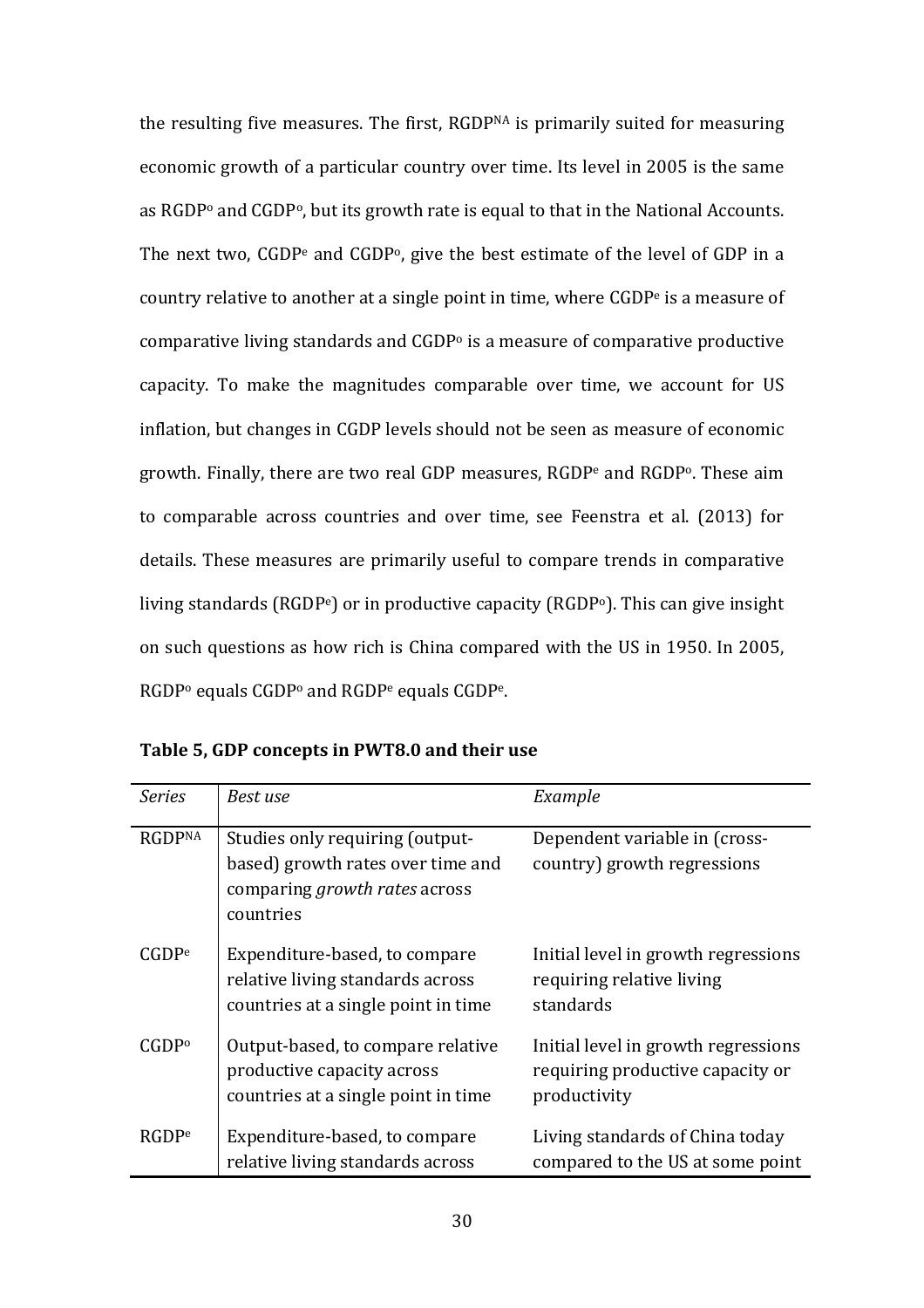the resulting five measures. The first, $RGDP^{NA}$ is primarily suited for measuring economic growth of a particular country over time. Its level in 2005 is the same as $RGDP^{o}$ and $CGDP^{o}$, but its growth rate is equal to that in the National Accounts. The next two, $CGDP^{e}$ and $CGDP^{o}$, give the best estimate of the level of GDP in a country relative to another at a single point in time, where $CGDP^{e}$ is a measure of comparative living standards and $CGDP^{o}$ is a measure of comparative productive capacity. To make the magnitudes comparable over time, we account for US inflation, but changes in CGDP levels should not be seen as measure of economic growth. Finally, there are two real GDP measures, $RGDP^{e}$ and $RGDP^{o}$. These aim to comparable across countries and over time, see Feenstra et al. (2013) for details. These measures are primarily useful to compare trends in comparative living standards ($RGDP^{e}$) or in productive capacity ($RGDP^{o}$). This can give insight on such questions as how rich is China compared with the US in 1950. In 2005, $RGDP^{o}$ equals $CGDP^{o}$ and $RGDP^{e}$ equals $CGDP^{e}$.

**Table 5, GDP concepts in PWT8.0 and their use**

| *Series* | *Best use* | *Example* |
|---|---|---|
| $RGDP^{NA}$ | Studies only requiring (output-based) growth rates over time and comparing *growth rates* across countries | Dependent variable in (cross-country) growth regressions |
| $CGDP^{e}$ | Expenditure-based, to compare relative living standards across countries at a single point in time | Initial level in growth regressions requiring relative living standards |
| $CGDP^{o}$ | Output-based, to compare relative productive capacity across countries at a single point in time | Initial level in growth regressions requiring productive capacity or productivity |
| $RGDP^{e}$ | Expenditure-based, to compare relative living standards across | Living standards of China today compared to the US at some point |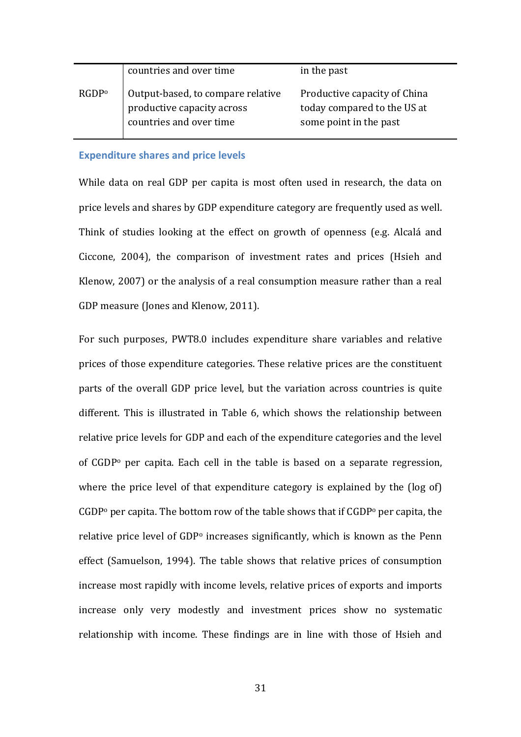| | | |
|---|---|---|
| | countries and over time | in the past |
| RGDP$^o$ | Output-based, to compare relative productive capacity across countries and over time | Productive capacity of China today compared to the US at some point in the past |

### Expenditure shares and price levels

While data on real GDP per capita is most often used in research, the data on price levels and shares by GDP expenditure category are frequently used as well. Think of studies looking at the effect on growth of openness (e.g. Alcalá and Ciccone, 2004), the comparison of investment rates and prices (Hsieh and Klenow, 2007) or the analysis of a real consumption measure rather than a real GDP measure (Jones and Klenow, 2011).

For such purposes, PWT8.0 includes expenditure share variables and relative prices of those expenditure categories. These relative prices are the constituent parts of the overall GDP price level, but the variation across countries is quite different. This is illustrated in Table 6, which shows the relationship between relative price levels for GDP and each of the expenditure categories and the level of CGDP$^o$ per capita. Each cell in the table is based on a separate regression, where the price level of that expenditure category is explained by the (log of) CGDP$^o$ per capita. The bottom row of the table shows that if CGDP$^o$ per capita, the relative price level of GDP$^o$ increases significantly, which is known as the Penn effect (Samuelson, 1994). The table shows that relative prices of consumption increase most rapidly with income levels, relative prices of exports and imports increase only very modestly and investment prices show no systematic relationship with income. These findings are in line with those of Hsieh and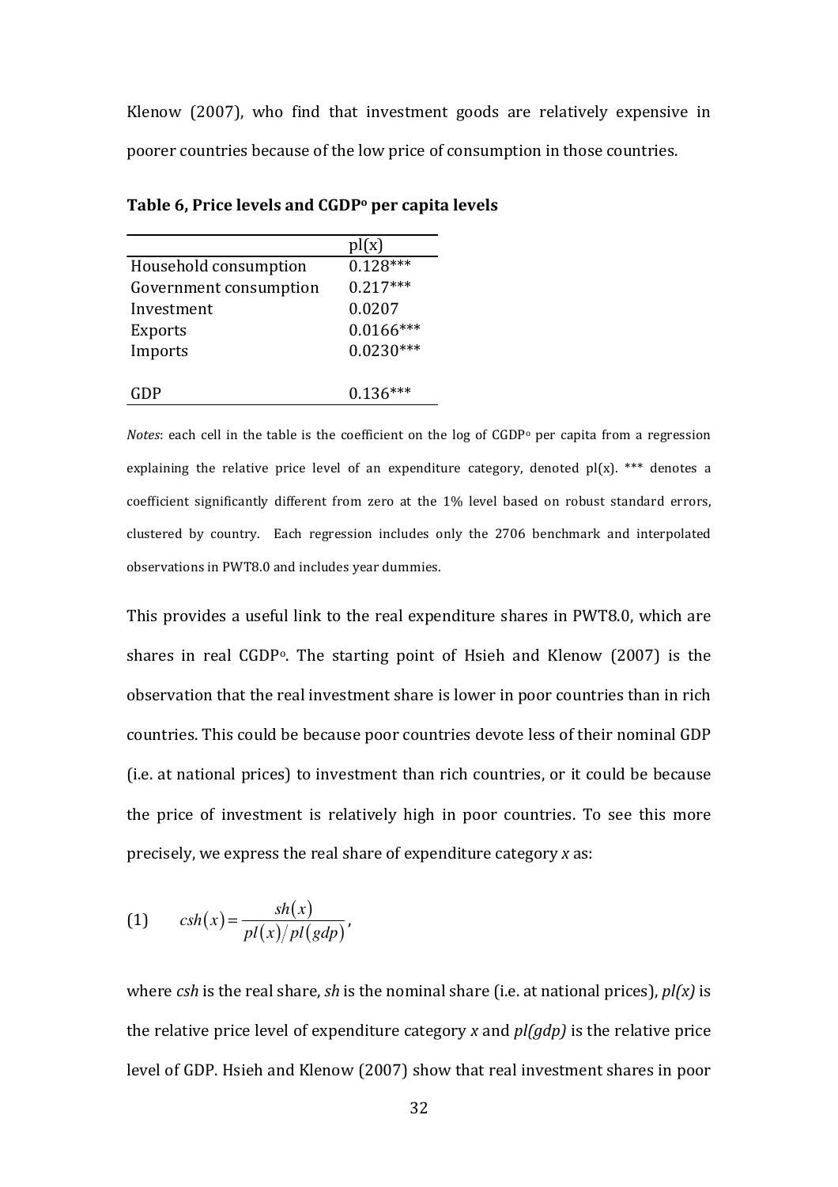Klenow (2007), who find that investment goods are relatively expensive in poorer countries because of the low price of consumption in those countries.

**Table 6, Price levels and CGDP$^o$ per capita levels**

| | pl(x) |
|---|---|
| Household consumption | 0.128*** |
| Government consumption | 0.217*** |
| Investment | 0.0207 |
| Exports | 0.0166*** |
| Imports | 0.0230*** |
| | |
| GDP | 0.136*** |

*Notes*: each cell in the table is the coefficient on the log of CGDP$^o$ per capita from a regression explaining the relative price level of an expenditure category, denoted pl(x). *** denotes a coefficient significantly different from zero at the 1% level based on robust standard errors, clustered by country. Each regression includes only the 2706 benchmark and interpolated observations in PWT8.0 and includes year dummies.

This provides a useful link to the real expenditure shares in PWT8.0, which are shares in real CGDP$^o$. The starting point of Hsieh and Klenow (2007) is the observation that the real investment share is lower in poor countries than in rich countries. This could be because poor countries devote less of their nominal GDP (i.e. at national prices) to investment than rich countries, or it could be because the price of investment is relatively high in poor countries. To see this more precisely, we express the real share of expenditure category *x* as:

$$(1) \qquad csh(x) = \frac{sh(x)}{pl(x)/pl(gdp)},$$

where *csh* is the real share, *sh* is the nominal share (i.e. at national prices), *pl(x)* is the relative price level of expenditure category *x* and *pl(gdp)* is the relative price level of GDP. Hsieh and Klenow (2007) show that real investment shares in poor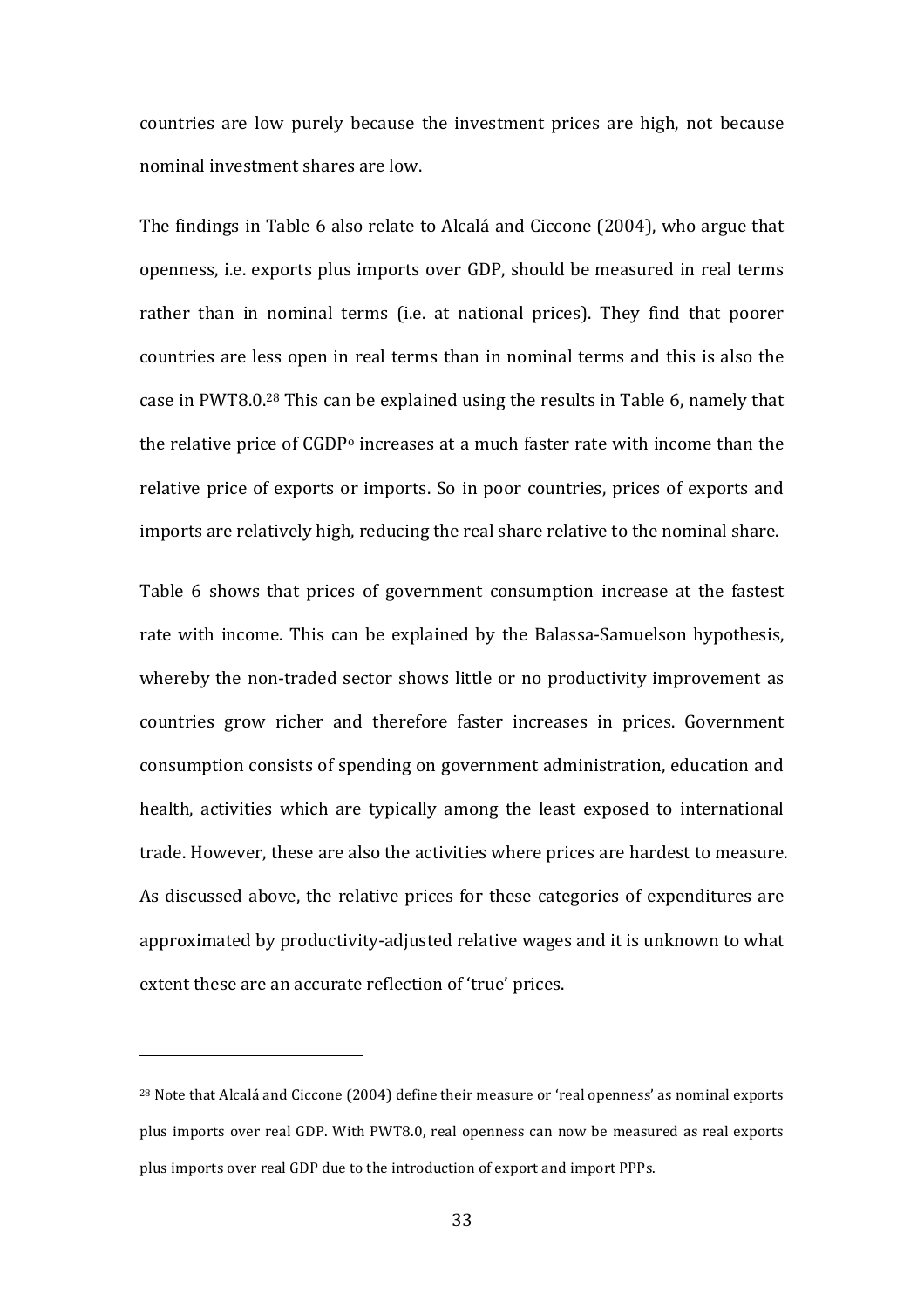countries are low purely because the investment prices are high, not because nominal investment shares are low.

The findings in Table 6 also relate to Alcalá and Ciccone (2004), who argue that openness, i.e. exports plus imports over GDP, should be measured in real terms rather than in nominal terms (i.e. at national prices). They find that poorer countries are less open in real terms than in nominal terms and this is also the case in PWT8.0.[28] This can be explained using the results in Table 6, namely that the relative price of $CGDP^o$ increases at a much faster rate with income than the relative price of exports or imports. So in poor countries, prices of exports and imports are relatively high, reducing the real share relative to the nominal share.

Table 6 shows that prices of government consumption increase at the fastest rate with income. This can be explained by the Balassa-Samuelson hypothesis, whereby the non-traded sector shows little or no productivity improvement as countries grow richer and therefore faster increases in prices. Government consumption consists of spending on government administration, education and health, activities which are typically among the least exposed to international trade. However, these are also the activities where prices are hardest to measure. As discussed above, the relative prices for these categories of expenditures are approximated by productivity-adjusted relative wages and it is unknown to what extent these are an accurate reflection of 'true' prices.

[28] Note that Alcalá and Ciccone (2004) define their measure or 'real openness' as nominal exports plus imports over real GDP. With PWT8.0, real openness can now be measured as real exports plus imports over real GDP due to the introduction of export and import PPPs.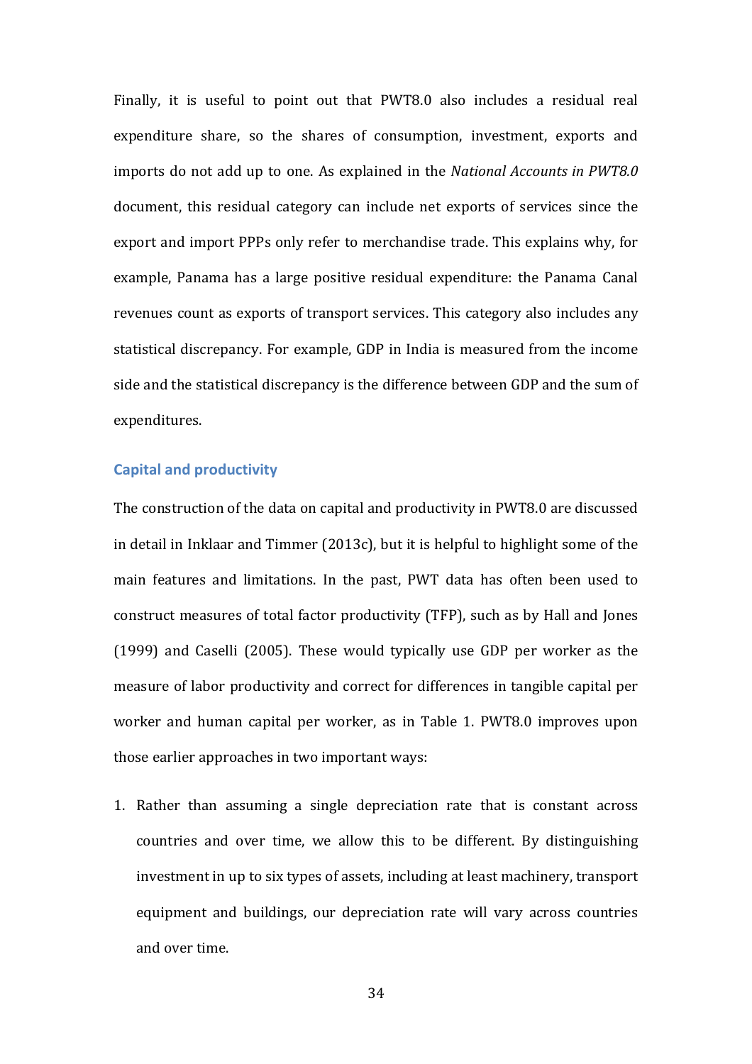Finally, it is useful to point out that PWT8.0 also includes a residual real expenditure share, so the shares of consumption, investment, exports and imports do not add up to one. As explained in the *National Accounts in PWT8.0* document, this residual category can include net exports of services since the export and import PPPs only refer to merchandise trade. This explains why, for example, Panama has a large positive residual expenditure: the Panama Canal revenues count as exports of transport services. This category also includes any statistical discrepancy. For example, GDP in India is measured from the income side and the statistical discrepancy is the difference between GDP and the sum of expenditures.

### Capital and productivity

The construction of the data on capital and productivity in PWT8.0 are discussed in detail in Inklaar and Timmer (2013c), but it is helpful to highlight some of the main features and limitations. In the past, PWT data has often been used to construct measures of total factor productivity (TFP), such as by Hall and Jones (1999) and Caselli (2005). These would typically use GDP per worker as the measure of labor productivity and correct for differences in tangible capital per worker and human capital per worker, as in Table 1. PWT8.0 improves upon those earlier approaches in two important ways:

1. Rather than assuming a single depreciation rate that is constant across countries and over time, we allow this to be different. By distinguishing investment in up to six types of assets, including at least machinery, transport equipment and buildings, our depreciation rate will vary across countries and over time.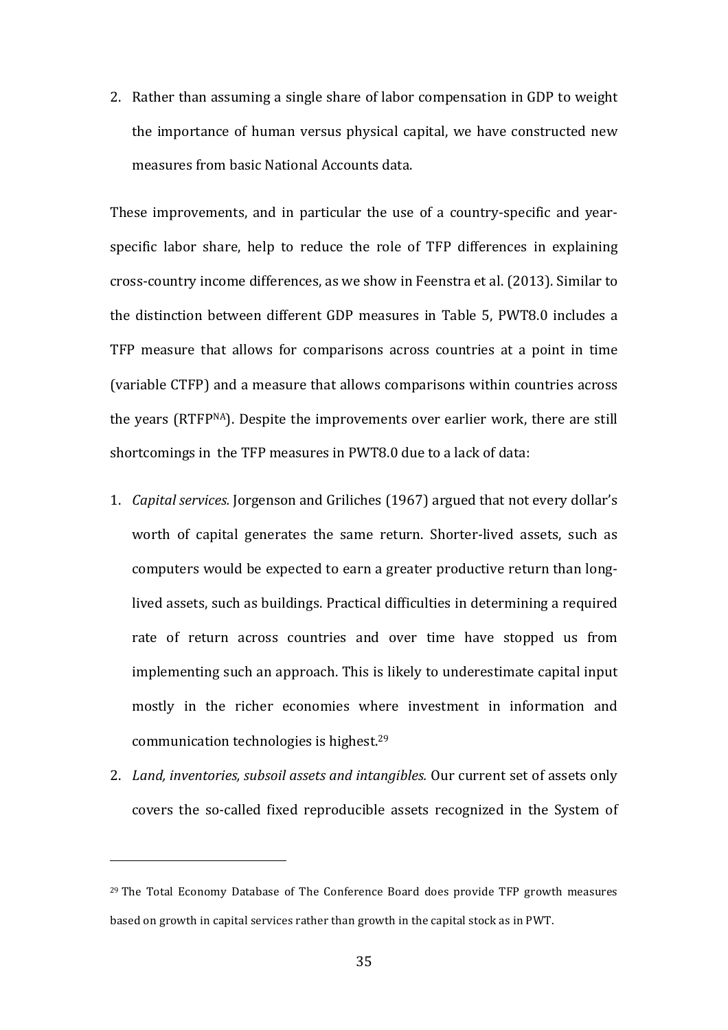2. Rather than assuming a single share of labor compensation in GDP to weight the importance of human versus physical capital, we have constructed new measures from basic National Accounts data.

These improvements, and in particular the use of a country-specific and year-specific labor share, help to reduce the role of TFP differences in explaining cross-country income differences, as we show in Feenstra et al. (2013). Similar to the distinction between different GDP measures in Table 5, PWT8.0 includes a TFP measure that allows for comparisons across countries at a point in time (variable CTFP) and a measure that allows comparisons within countries across the years ($RTFP^{NA}$). Despite the improvements over earlier work, there are still shortcomings in the TFP measures in PWT8.0 due to a lack of data:

1. *Capital services.* Jorgenson and Griliches (1967) argued that not every dollar's worth of capital generates the same return. Shorter-lived assets, such as computers would be expected to earn a greater productive return than long-lived assets, such as buildings. Practical difficulties in determining a required rate of return across countries and over time have stopped us from implementing such an approach. This is likely to underestimate capital input mostly in the richer economies where investment in information and communication technologies is highest.[29]
2. *Land, inventories, subsoil assets and intangibles.* Our current set of assets only covers the so-called fixed reproducible assets recognized in the System of

[29] The Total Economy Database of The Conference Board does provide TFP growth measures based on growth in capital services rather than growth in the capital stock as in PWT.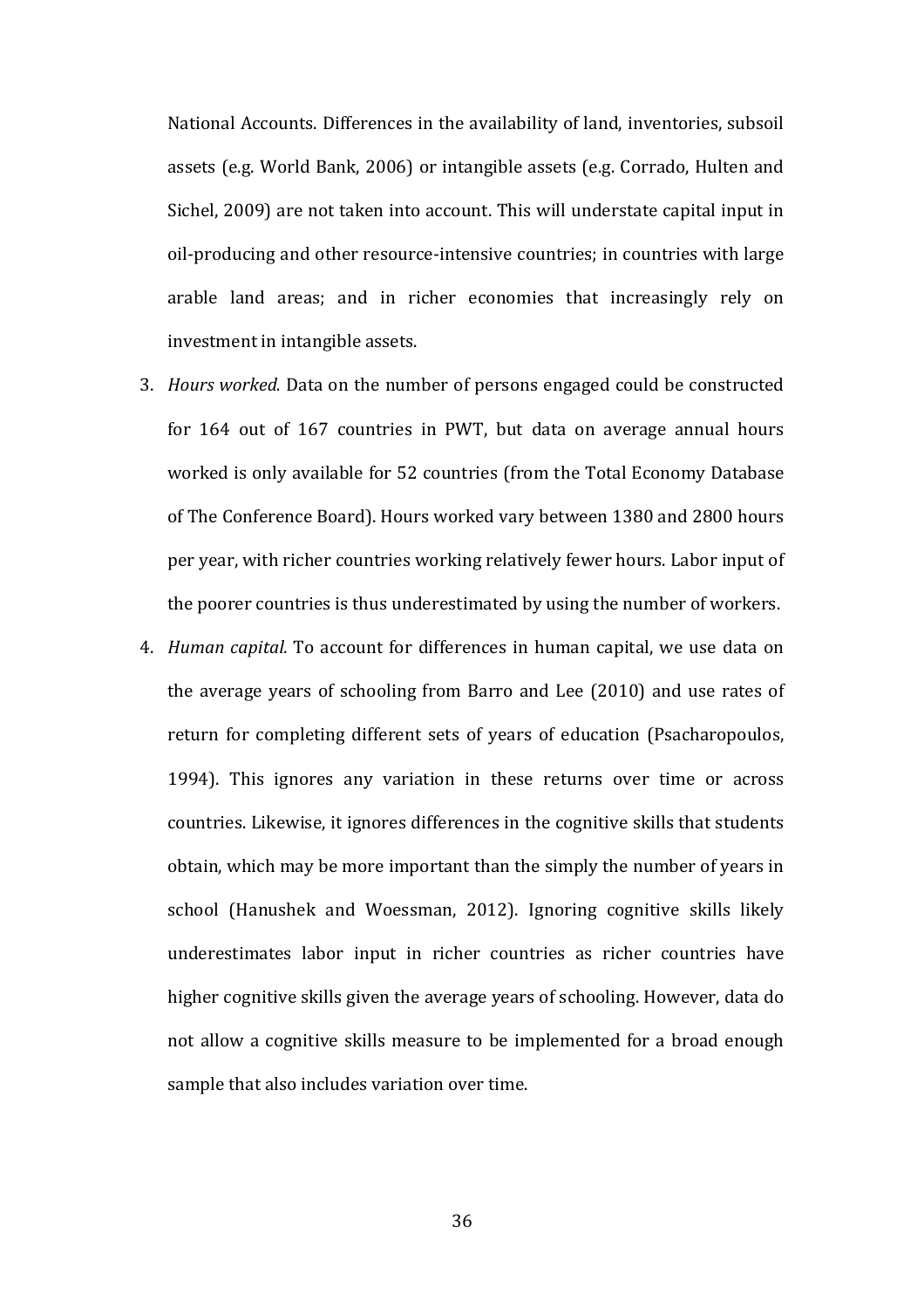National Accounts. Differences in the availability of land, inventories, subsoil assets (e.g. World Bank, 2006) or intangible assets (e.g. Corrado, Hulten and Sichel, 2009) are not taken into account. This will understate capital input in oil-producing and other resource-intensive countries; in countries with large arable land areas; and in richer economies that increasingly rely on investment in intangible assets.

3. *Hours worked.* Data on the number of persons engaged could be constructed for 164 out of 167 countries in PWT, but data on average annual hours worked is only available for 52 countries (from the Total Economy Database of The Conference Board). Hours worked vary between 1380 and 2800 hours per year, with richer countries working relatively fewer hours. Labor input of the poorer countries is thus underestimated by using the number of workers.
4. *Human capital.* To account for differences in human capital, we use data on the average years of schooling from Barro and Lee (2010) and use rates of return for completing different sets of years of education (Psacharopoulos, 1994). This ignores any variation in these returns over time or across countries. Likewise, it ignores differences in the cognitive skills that students obtain, which may be more important than the simply the number of years in school (Hanushek and Woessman, 2012). Ignoring cognitive skills likely underestimates labor input in richer countries as richer countries have higher cognitive skills given the average years of schooling. However, data do not allow a cognitive skills measure to be implemented for a broad enough sample that also includes variation over time.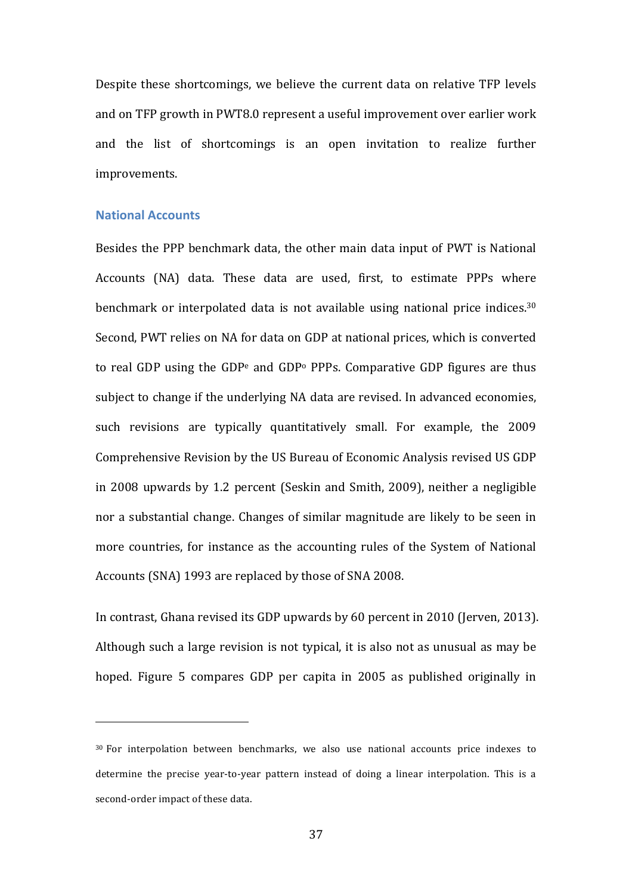Despite these shortcomings, we believe the current data on relative TFP levels and on TFP growth in PWT8.0 represent a useful improvement over earlier work and the list of shortcomings is an open invitation to realize further improvements.

### National Accounts

Besides the PPP benchmark data, the other main data input of PWT is National Accounts (NA) data. These data are used, first, to estimate PPPs where benchmark or interpolated data is not available using national price indices.[30] Second, PWT relies on NA for data on GDP at national prices, which is converted to real GDP using the $GDP^e$ and $GDP^o$ PPPs. Comparative GDP figures are thus subject to change if the underlying NA data are revised. In advanced economies, such revisions are typically quantitatively small. For example, the 2009 Comprehensive Revision by the US Bureau of Economic Analysis revised US GDP in 2008 upwards by 1.2 percent (Seskin and Smith, 2009), neither a negligible nor a substantial change. Changes of similar magnitude are likely to be seen in more countries, for instance as the accounting rules of the System of National Accounts (SNA) 1993 are replaced by those of SNA 2008.

In contrast, Ghana revised its GDP upwards by 60 percent in 2010 (Jerven, 2013). Although such a large revision is not typical, it is also not as unusual as may be hoped. Figure 5 compares GDP per capita in 2005 as published originally in

---

[30] For interpolation between benchmarks, we also use national accounts price indexes to determine the precise year-to-year pattern instead of doing a linear interpolation. This is a second-order impact of these data.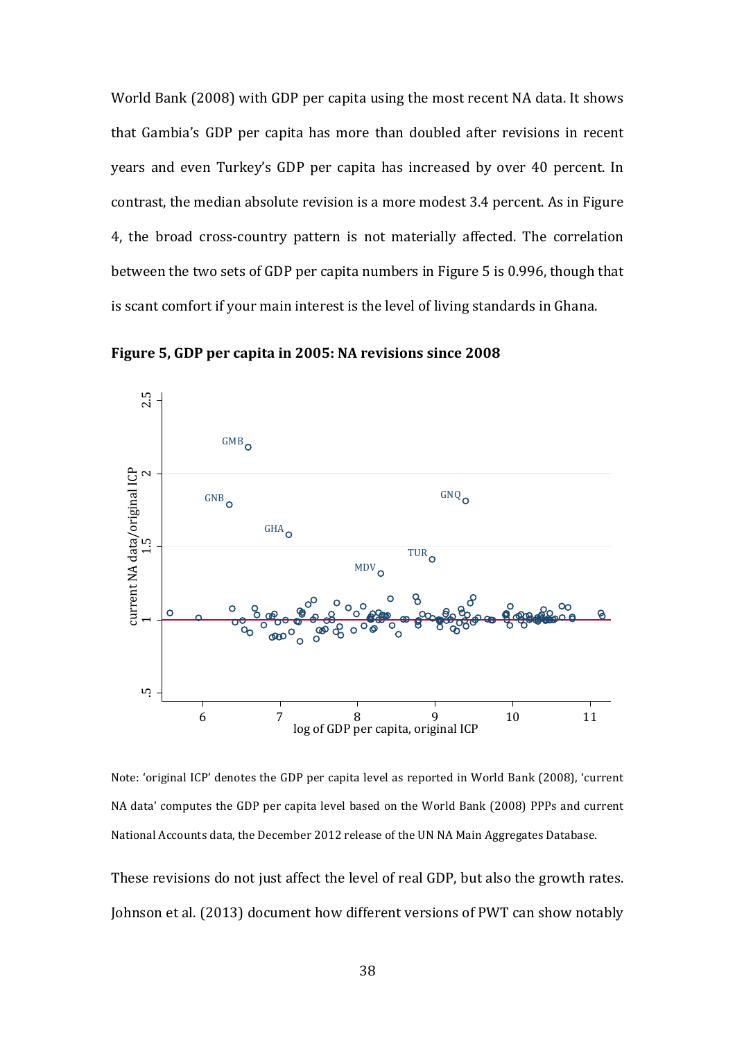World Bank (2008) with GDP per capita using the most recent NA data. It shows that Gambia's GDP per capita has more than doubled after revisions in recent years and even Turkey's GDP per capita has increased by over 40 percent. In contrast, the median absolute revision is a more modest 3.4 percent. As in Figure 4, the broad cross-country pattern is not materially affected. The correlation between the two sets of GDP per capita numbers in Figure 5 is 0.996, though that is scant comfort if your main interest is the level of living standards in Ghana.

**Figure 5, GDP per capita in 2005: NA revisions since 2008**

Note: 'original ICP' denotes the GDP per capita level as reported in World Bank (2008), 'current NA data' computes the GDP per capita level based on the World Bank (2008) PPPs and current National Accounts data, the December 2012 release of the UN NA Main Aggregates Database.

These revisions do not just affect the level of real GDP, but also the growth rates. Johnson et al. (2013) document how different versions of PWT can show notably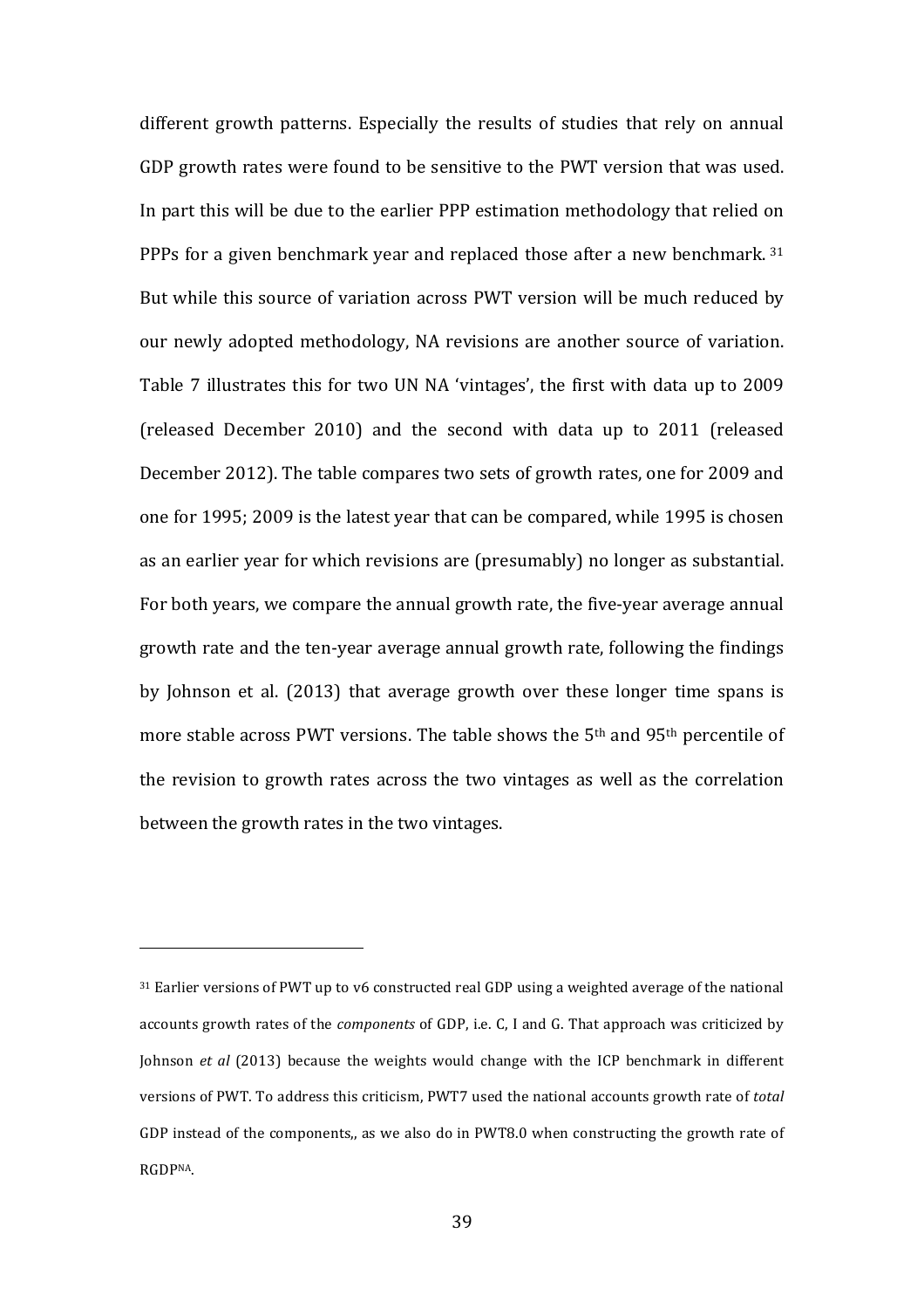different growth patterns. Especially the results of studies that rely on annual GDP growth rates were found to be sensitive to the PWT version that was used. In part this will be due to the earlier PPP estimation methodology that relied on PPPs for a given benchmark year and replaced those after a new benchmark. [31] But while this source of variation across PWT version will be much reduced by our newly adopted methodology, NA revisions are another source of variation. Table 7 illustrates this for two UN NA 'vintages', the first with data up to 2009 (released December 2010) and the second with data up to 2011 (released December 2012). The table compares two sets of growth rates, one for 2009 and one for 1995; 2009 is the latest year that can be compared, while 1995 is chosen as an earlier year for which revisions are (presumably) no longer as substantial. For both years, we compare the annual growth rate, the five-year average annual growth rate and the ten-year average annual growth rate, following the findings by Johnson et al. (2013) that average growth over these longer time spans is more stable across PWT versions. The table shows the 5th and 95th percentile of the revision to growth rates across the two vintages as well as the correlation between the growth rates in the two vintages.

---

[31] Earlier versions of PWT up to v6 constructed real GDP using a weighted average of the national accounts growth rates of the *components* of GDP, i.e. C, I and G. That approach was criticized by Johnson *et al* (2013) because the weights would change with the ICP benchmark in different versions of PWT. To address this criticism, PWT7 used the national accounts growth rate of *total* GDP instead of the components,, as we also do in PWT8.0 when constructing the growth rate of $RGDP^{NA}$.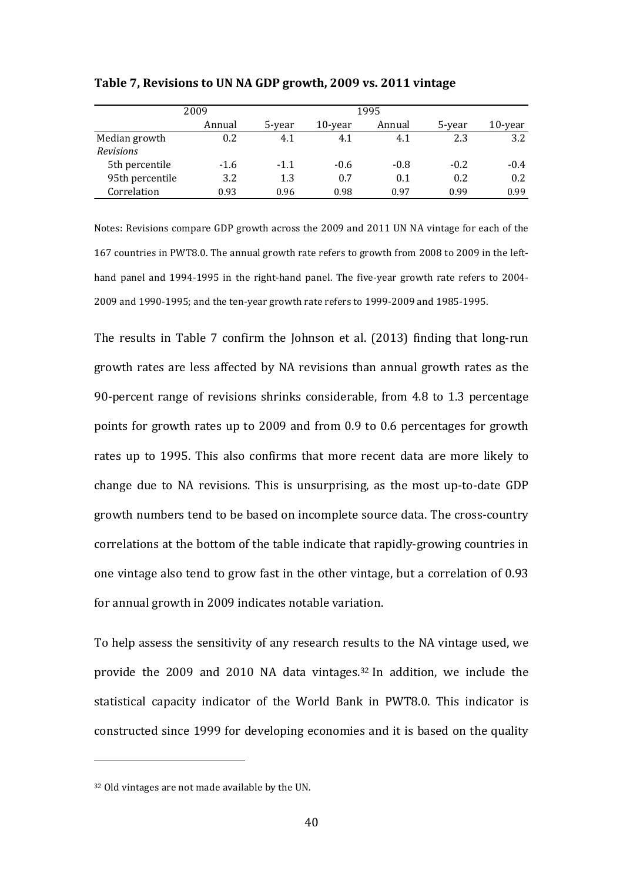**Table 7, Revisions to UN NA GDP growth, 2009 vs. 2011 vintage**

| 2009 | | | | 1995 | | |
|---|---|---|---|---|---|---|
| | Annual | 5-year | 10-year | Annual | 5-year | 10-year |
| Median growth | 0.2 | 4.1 | 4.1 | 4.1 | 2.3 | 3.2 |
| *Revisions* | | | | | | |
| 5th percentile | -1.6 | -1.1 | -0.6 | -0.8 | -0.2 | -0.4 |
| 95th percentile | 3.2 | 1.3 | 0.7 | 0.1 | 0.2 | 0.2 |
| Correlation | 0.93 | 0.96 | 0.98 | 0.97 | 0.99 | 0.99 |

Notes: Revisions compare GDP growth across the 2009 and 2011 UN NA vintage for each of the 167 countries in PWT8.0. The annual growth rate refers to growth from 2008 to 2009 in the left-hand panel and 1994-1995 in the right-hand panel. The five-year growth rate refers to 2004-2009 and 1990-1995; and the ten-year growth rate refers to 1999-2009 and 1985-1995.

The results in Table 7 confirm the Johnson et al. (2013) finding that long-run growth rates are less affected by NA revisions than annual growth rates as the 90-percent range of revisions shrinks considerable, from 4.8 to 1.3 percentage points for growth rates up to 2009 and from 0.9 to 0.6 percentages for growth rates up to 1995. This also confirms that more recent data are more likely to change due to NA revisions. This is unsurprising, as the most up-to-date GDP growth numbers tend to be based on incomplete source data. The cross-country correlations at the bottom of the table indicate that rapidly-growing countries in one vintage also tend to grow fast in the other vintage, but a correlation of 0.93 for annual growth in 2009 indicates notable variation.

To help assess the sensitivity of any research results to the NA vintage used, we provide the 2009 and 2010 NA data vintages.[32] In addition, we include the statistical capacity indicator of the World Bank in PWT8.0. This indicator is constructed since 1999 for developing economies and it is based on the quality

[32] Old vintages are not made available by the UN.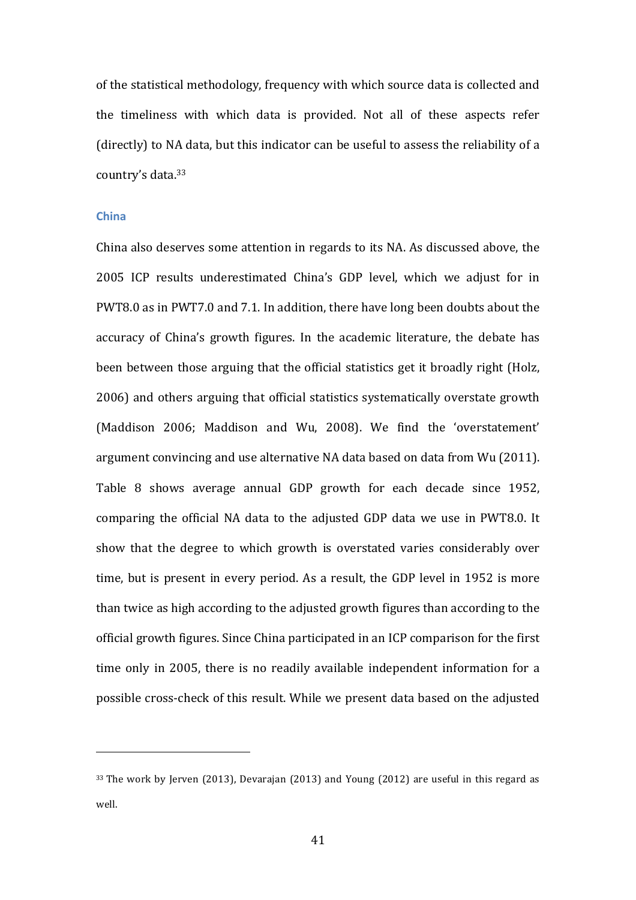of the statistical methodology, frequency with which source data is collected and the timeliness with which data is provided. Not all of these aspects refer (directly) to NA data, but this indicator can be useful to assess the reliability of a country's data.[33]

### China

China also deserves some attention in regards to its NA. As discussed above, the 2005 ICP results underestimated China's GDP level, which we adjust for in PWT8.0 as in PWT7.0 and 7.1. In addition, there have long been doubts about the accuracy of China's growth figures. In the academic literature, the debate has been between those arguing that the official statistics get it broadly right (Holz, 2006) and others arguing that official statistics systematically overstate growth (Maddison 2006; Maddison and Wu, 2008). We find the 'overstatement' argument convincing and use alternative NA data based on data from Wu (2011). Table 8 shows average annual GDP growth for each decade since 1952, comparing the official NA data to the adjusted GDP data we use in PWT8.0. It show that the degree to which growth is overstated varies considerably over time, but is present in every period. As a result, the GDP level in 1952 is more than twice as high according to the adjusted growth figures than according to the official growth figures. Since China participated in an ICP comparison for the first time only in 2005, there is no readily available independent information for a possible cross-check of this result. While we present data based on the adjusted

---

[33] The work by Jerven (2013), Devarajan (2013) and Young (2012) are useful in this regard as well.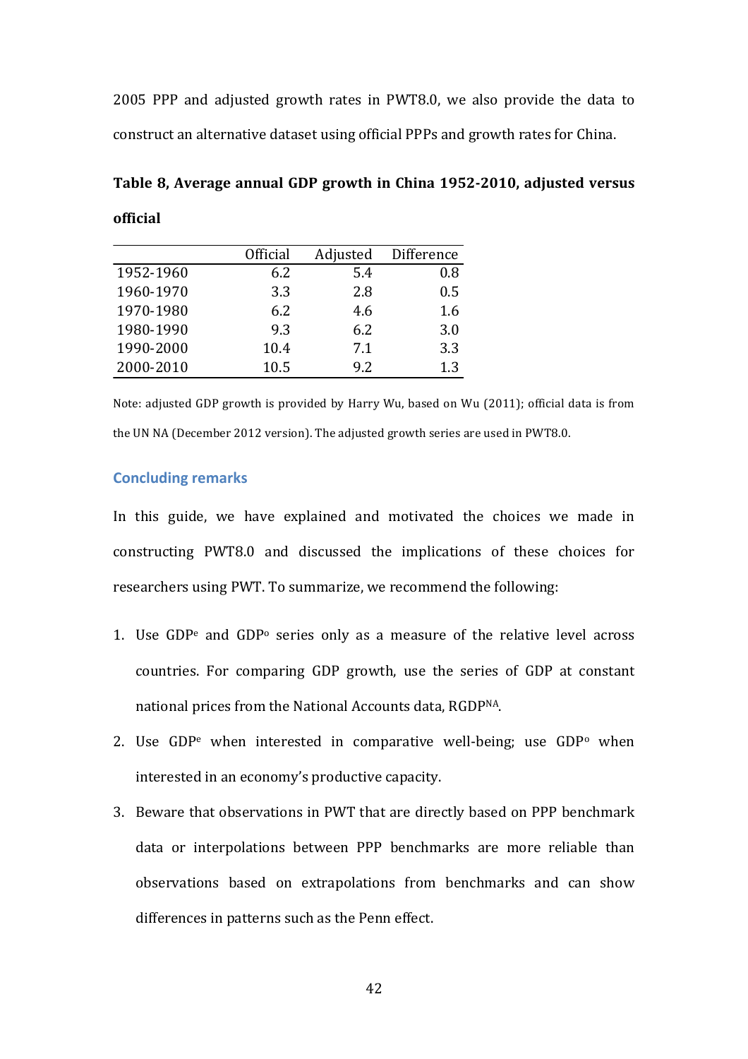2005 PPP and adjusted growth rates in PWT8.0, we also provide the data to construct an alternative dataset using official PPPs and growth rates for China.

**Table 8, Average annual GDP growth in China 1952-2010, adjusted versus official**

| | Official | Adjusted | Difference |
|---|---|---|---|
| 1952-1960 | 6.2 | 5.4 | 0.8 |
| 1960-1970 | 3.3 | 2.8 | 0.5 |
| 1970-1980 | 6.2 | 4.6 | 1.6 |
| 1980-1990 | 9.3 | 6.2 | 3.0 |
| 1990-2000 | 10.4 | 7.1 | 3.3 |
| 2000-2010 | 10.5 | 9.2 | 1.3 |

Note: adjusted GDP growth is provided by Harry Wu, based on Wu (2011); official data is from the UN NA (December 2012 version). The adjusted growth series are used in PWT8.0.

## Concluding remarks

In this guide, we have explained and motivated the choices we made in constructing PWT8.0 and discussed the implications of these choices for researchers using PWT. To summarize, we recommend the following:

1. Use $GDP^e$ and $GDP^o$ series only as a measure of the relative level across countries. For comparing GDP growth, use the series of GDP at constant national prices from the National Accounts data, $RGDP^{NA}$.
2. Use $GDP^e$ when interested in comparative well-being; use $GDP^o$ when interested in an economy's productive capacity.
3. Beware that observations in PWT that are directly based on PPP benchmark data or interpolations between PPP benchmarks are more reliable than observations based on extrapolations from benchmarks and can show differences in patterns such as the Penn effect.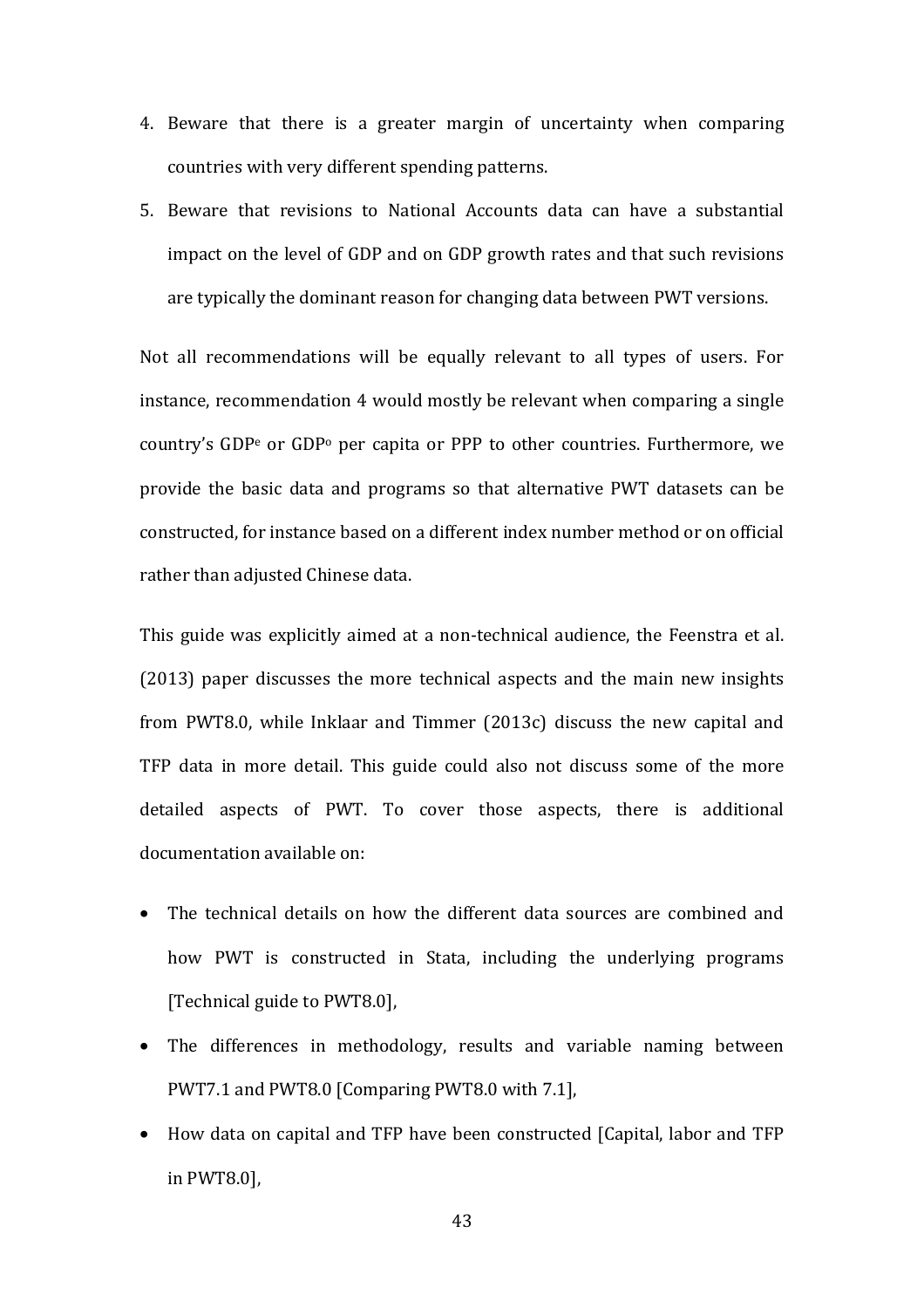4. Beware that there is a greater margin of uncertainty when comparing countries with very different spending patterns.
5. Beware that revisions to National Accounts data can have a substantial impact on the level of GDP and on GDP growth rates and that such revisions are typically the dominant reason for changing data between PWT versions.

Not all recommendations will be equally relevant to all types of users. For instance, recommendation 4 would mostly be relevant when comparing a single country's $GDP^e$ or $GDP^o$ per capita or PPP to other countries. Furthermore, we provide the basic data and programs so that alternative PWT datasets can be constructed, for instance based on a different index number method or on official rather than adjusted Chinese data.

This guide was explicitly aimed at a non-technical audience, the Feenstra et al. (2013) paper discusses the more technical aspects and the main new insights from PWT8.0, while Inklaar and Timmer (2013c) discuss the new capital and TFP data in more detail. This guide could also not discuss some of the more detailed aspects of PWT. To cover those aspects, there is additional documentation available on:

- The technical details on how the different data sources are combined and how PWT is constructed in Stata, including the underlying programs [Technical guide to PWT8.0],
- The differences in methodology, results and variable naming between PWT7.1 and PWT8.0 [Comparing PWT8.0 with 7.1],
- How data on capital and TFP have been constructed [Capital, labor and TFP in PWT8.0],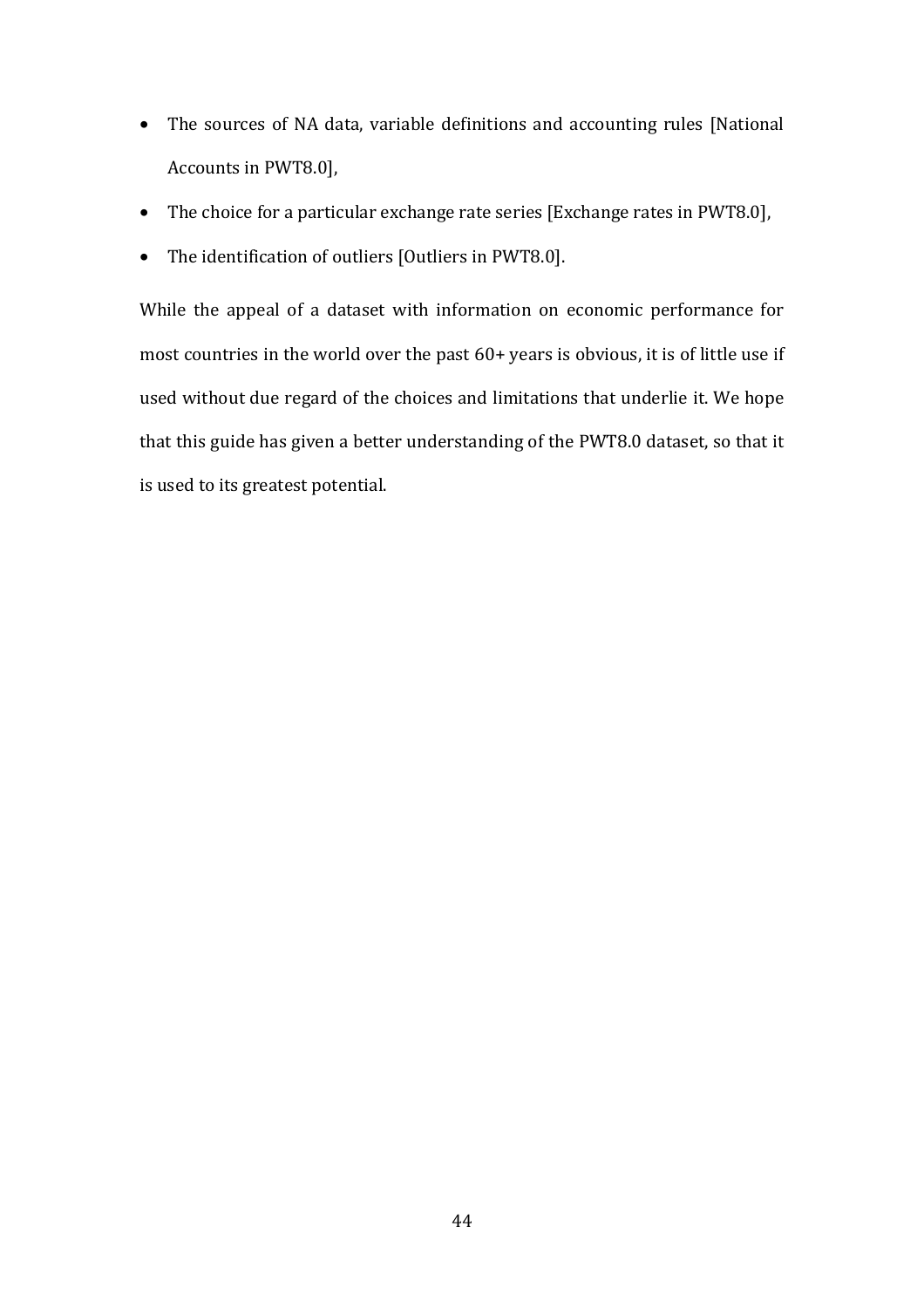- The sources of NA data, variable definitions and accounting rules [National Accounts in PWT8.0],
- The choice for a particular exchange rate series [Exchange rates in PWT8.0],
- The identification of outliers [Outliers in PWT8.0].

While the appeal of a dataset with information on economic performance for most countries in the world over the past 60+ years is obvious, it is of little use if used without due regard of the choices and limitations that underlie it. We hope that this guide has given a better understanding of the PWT8.0 dataset, so that it is used to its greatest potential.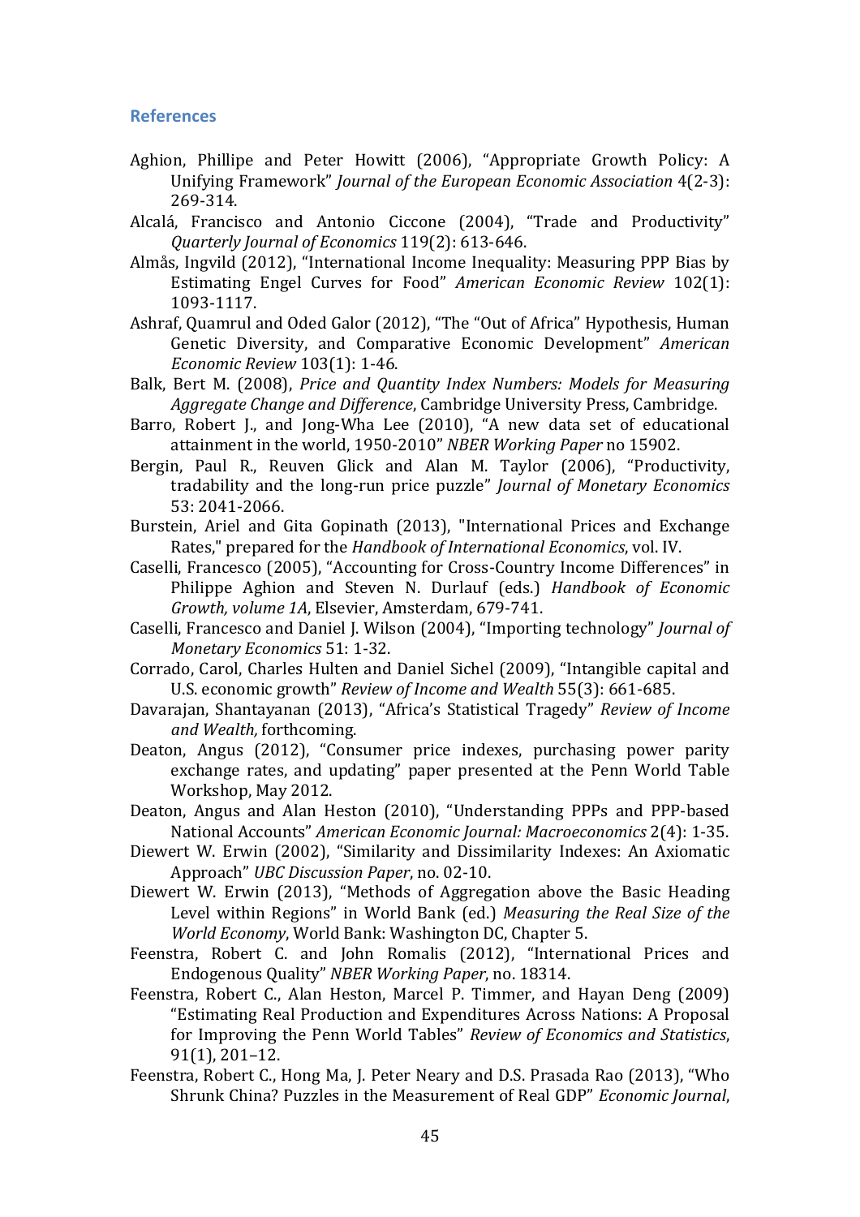## References

Aghion, Phillipe and Peter Howitt (2006), "Appropriate Growth Policy: A Unifying Framework" *Journal of the European Economic Association* 4(2-3): 269-314.

Alcalá, Francisco and Antonio Ciccone (2004), "Trade and Productivity" *Quarterly Journal of Economics* 119(2): 613-646.

Almås, Ingvild (2012), "International Income Inequality: Measuring PPP Bias by Estimating Engel Curves for Food" *American Economic Review* 102(1): 1093-1117.

Ashraf, Quamrul and Oded Galor (2012), "The "Out of Africa" Hypothesis, Human Genetic Diversity, and Comparative Economic Development" *American Economic Review* 103(1): 1-46.

Balk, Bert M. (2008), *Price and Quantity Index Numbers: Models for Measuring Aggregate Change and Difference*, Cambridge University Press, Cambridge.

Barro, Robert J., and Jong-Wha Lee (2010), "A new data set of educational attainment in the world, 1950-2010" *NBER Working Paper* no 15902.

Bergin, Paul R., Reuven Glick and Alan M. Taylor (2006), "Productivity, tradability and the long-run price puzzle" *Journal of Monetary Economics* 53: 2041-2066.

Burstein, Ariel and Gita Gopinath (2013), "International Prices and Exchange Rates," prepared for the *Handbook of International Economics*, vol. IV.

Caselli, Francesco (2005), "Accounting for Cross-Country Income Differences" in Philippe Aghion and Steven N. Durlauf (eds.) *Handbook of Economic Growth, volume 1A*, Elsevier, Amsterdam, 679-741.

Caselli, Francesco and Daniel J. Wilson (2004), "Importing technology" *Journal of Monetary Economics* 51: 1-32.

Corrado, Carol, Charles Hulten and Daniel Sichel (2009), "Intangible capital and U.S. economic growth" *Review of Income and Wealth* 55(3): 661-685.

Davarajan, Shantayanan (2013), "Africa's Statistical Tragedy" *Review of Income and Wealth,* forthcoming.

Deaton, Angus (2012), "Consumer price indexes, purchasing power parity exchange rates, and updating" paper presented at the Penn World Table Workshop, May 2012.

Deaton, Angus and Alan Heston (2010), "Understanding PPPs and PPP-based National Accounts" *American Economic Journal: Macroeconomics* 2(4): 1-35.

Diewert W. Erwin (2002), "Similarity and Dissimilarity Indexes: An Axiomatic Approach" *UBC Discussion Paper*, no. 02-10.

Diewert W. Erwin (2013), "Methods of Aggregation above the Basic Heading Level within Regions" in World Bank (ed.) *Measuring the Real Size of the World Economy*, World Bank: Washington DC, Chapter 5.

Feenstra, Robert C. and John Romalis (2012), "International Prices and Endogenous Quality" *NBER Working Paper*, no. 18314.

Feenstra, Robert C., Alan Heston, Marcel P. Timmer, and Hayan Deng (2009) "Estimating Real Production and Expenditures Across Nations: A Proposal for Improving the Penn World Tables" *Review of Economics and Statistics*, 91(1), 201–12.

Feenstra, Robert C., Hong Ma, J. Peter Neary and D.S. Prasada Rao (2013), "Who Shrunk China? Puzzles in the Measurement of Real GDP" *Economic Journal*,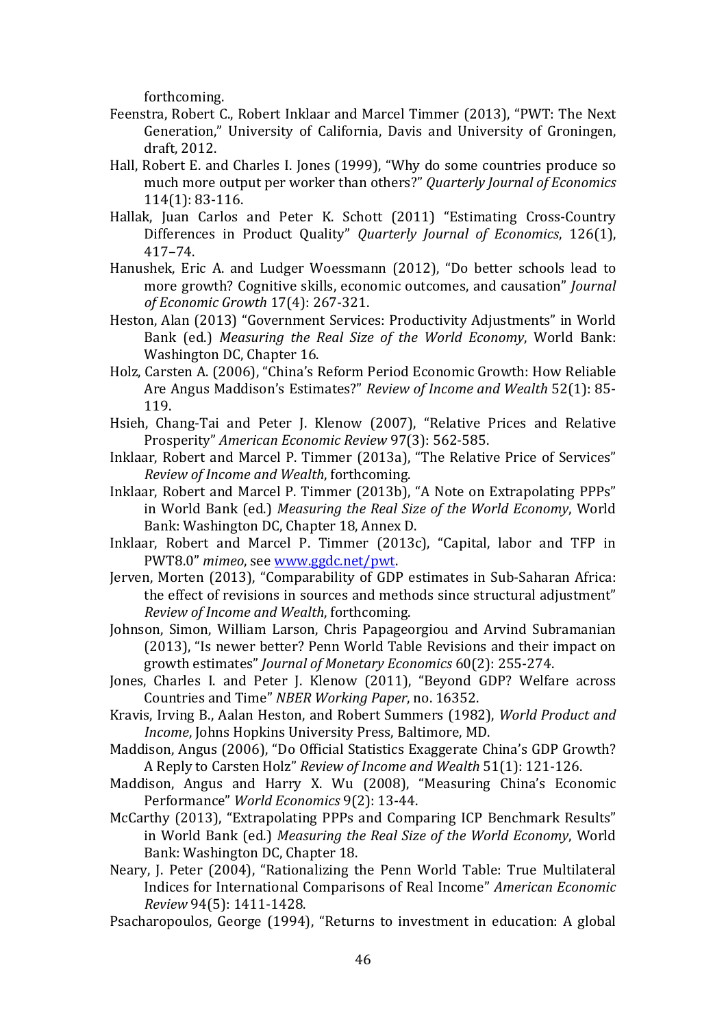forthcoming.

Feenstra, Robert C., Robert Inklaar and Marcel Timmer (2013), "PWT: The Next Generation," University of California, Davis and University of Groningen, draft, 2012.

Hall, Robert E. and Charles I. Jones (1999), "Why do some countries produce so much more output per worker than others?" *Quarterly Journal of Economics* 114(1): 83-116.

Hallak, Juan Carlos and Peter K. Schott (2011) "Estimating Cross-Country Differences in Product Quality" *Quarterly Journal of Economics*, 126(1), 417–74.

Hanushek, Eric A. and Ludger Woessmann (2012), "Do better schools lead to more growth? Cognitive skills, economic outcomes, and causation" *Journal of Economic Growth* 17(4): 267-321.

Heston, Alan (2013) "Government Services: Productivity Adjustments" in World Bank (ed.) *Measuring the Real Size of the World Economy*, World Bank: Washington DC, Chapter 16.

Holz, Carsten A. (2006), "China's Reform Period Economic Growth: How Reliable Are Angus Maddison's Estimates?" *Review of Income and Wealth* 52(1): 85-119.

Hsieh, Chang-Tai and Peter J. Klenow (2007), "Relative Prices and Relative Prosperity" *American Economic Review* 97(3): 562-585.

Inklaar, Robert and Marcel P. Timmer (2013a), "The Relative Price of Services" *Review of Income and Wealth*, forthcoming.

Inklaar, Robert and Marcel P. Timmer (2013b), "A Note on Extrapolating PPPs" in World Bank (ed.) *Measuring the Real Size of the World Economy*, World Bank: Washington DC, Chapter 18, Annex D.

Inklaar, Robert and Marcel P. Timmer (2013c), "Capital, labor and TFP in PWT8.0" *mimeo*, see [www.ggdc.net/pwt](www.ggdc.net/pwt).

Jerven, Morten (2013), "Comparability of GDP estimates in Sub-Saharan Africa: the effect of revisions in sources and methods since structural adjustment" *Review of Income and Wealth*, forthcoming.

Johnson, Simon, William Larson, Chris Papageorgiou and Arvind Subramanian (2013), "Is newer better? Penn World Table Revisions and their impact on growth estimates" *Journal of Monetary Economics* 60(2): 255-274.

Jones, Charles I. and Peter J. Klenow (2011), "Beyond GDP? Welfare across Countries and Time" *NBER Working Paper*, no. 16352.

Kravis, Irving B., Aalan Heston, and Robert Summers (1982), *World Product and Income*, Johns Hopkins University Press, Baltimore, MD.

Maddison, Angus (2006), "Do Official Statistics Exaggerate China's GDP Growth? A Reply to Carsten Holz" *Review of Income and Wealth* 51(1): 121-126.

Maddison, Angus and Harry X. Wu (2008), "Measuring China's Economic Performance" *World Economics* 9(2): 13-44.

McCarthy (2013), "Extrapolating PPPs and Comparing ICP Benchmark Results" in World Bank (ed.) *Measuring the Real Size of the World Economy*, World Bank: Washington DC, Chapter 18.

Neary, J. Peter (2004), "Rationalizing the Penn World Table: True Multilateral Indices for International Comparisons of Real Income" *American Economic Review* 94(5): 1411-1428.

Psacharopoulos, George (1994), "Returns to investment in education: A global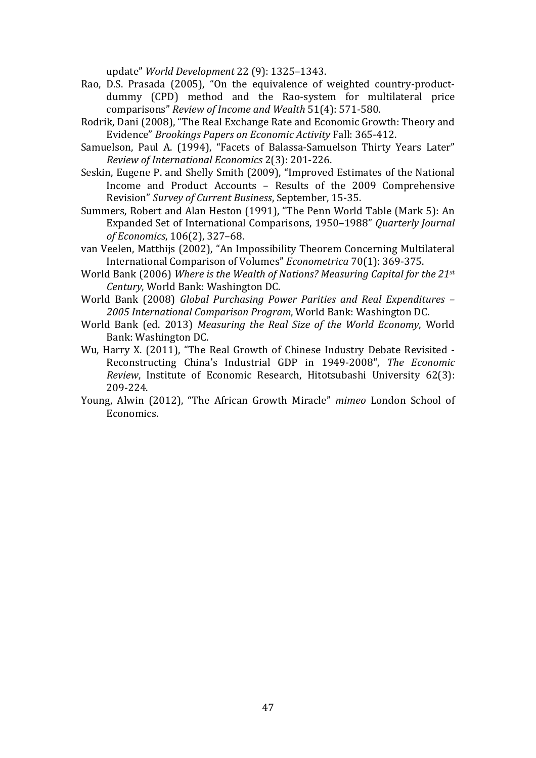update" *World Development* 22 (9): 1325–1343.

Rao, D.S. Prasada (2005), "On the equivalence of weighted country-product-dummy (CPD) method and the Rao-system for multilateral price comparisons" *Review of Income and Wealth* 51(4): 571-580.

Rodrik, Dani (2008), "The Real Exchange Rate and Economic Growth: Theory and Evidence" *Brookings Papers on Economic Activity* Fall: 365-412.

Samuelson, Paul A. (1994), "Facets of Balassa-Samuelson Thirty Years Later" *Review of International Economics* 2(3): 201-226.

Seskin, Eugene P. and Shelly Smith (2009), "Improved Estimates of the National Income and Product Accounts – Results of the 2009 Comprehensive Revision" *Survey of Current Business*, September, 15-35.

Summers, Robert and Alan Heston (1991), "The Penn World Table (Mark 5): An Expanded Set of International Comparisons, 1950–1988" *Quarterly Journal of Economics*, 106(2), 327–68.

van Veelen, Matthijs (2002), "An Impossibility Theorem Concerning Multilateral International Comparison of Volumes" *Econometrica* 70(1): 369-375.

World Bank (2006) *Where is the Wealth of Nations? Measuring Capital for the 21st Century*, World Bank: Washington DC.

World Bank (2008) *Global Purchasing Power Parities and Real Expenditures – 2005 International Comparison Program*, World Bank: Washington DC.

World Bank (ed. 2013) *Measuring the Real Size of the World Economy*, World Bank: Washington DC.

Wu, Harry X. (2011), "The Real Growth of Chinese Industry Debate Revisited - Reconstructing China's Industrial GDP in 1949-2008", *The Economic Review*, Institute of Economic Research, Hitotsubashi University 62(3): 209-224.

Young, Alwin (2012), "The African Growth Miracle" *mimeo* London School of Economics.